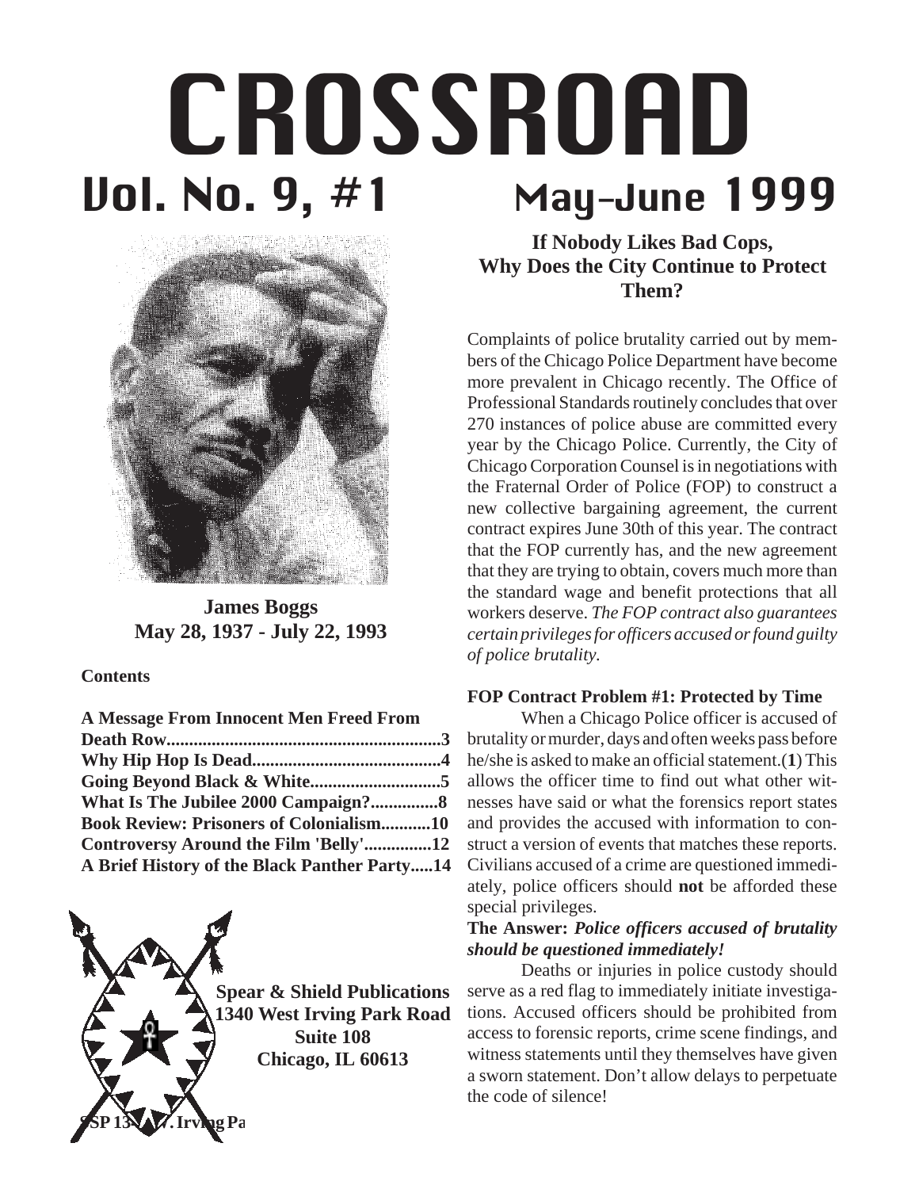# CROSSROAD

## Vol. No. 9, #1 May-June 1999

**James Boggs**
**May 28, 1937 - July 22, 1993**

**Contents**

**A Message From Innocent Men Freed From Death Row.............................................................3**
**Why Hip Hop Is Dead.........................................4**
**Going Beyond Black & White............................5**
**What Is The Jubilee 2000 Campaign?...............8**
**Book Review: Prisoners of Colonialism...........10**
**Controversy Around the Film 'Belly'...............12**
**A Brief History of the Black Panther Party.....14**

**Spear & Shield Publications**
**1340 West Irving Park Road**
**Suite 108**
**Chicago, IL 60613**

## If Nobody Likes Bad Cops, Why Does the City Continue to Protect Them?

Complaints of police brutality carried out by members of the Chicago Police Department have become more prevalent in Chicago recently. The Office of Professional Standards routinely concludes that over 270 instances of police abuse are committed every year by the Chicago Police. Currently, the City of Chicago Corporation Counsel is in negotiations with the Fraternal Order of Police (FOP) to construct a new collective bargaining agreement, the current contract expires June 30th of this year. The contract that the FOP currently has, and the new agreement that they are trying to obtain, covers much more than the standard wage and benefit protections that all workers deserve. *The FOP contract also guarantees certain privileges for officers accused or found guilty of police brutality.*

**FOP Contract Problem #1: Protected by Time**

When a Chicago Police officer is accused of brutality or murder, days and often weeks pass before he/she is asked to make an official statement.(**1**) This allows the officer time to find out what other witnesses have said or what the forensics report states and provides the accused with information to construct a version of events that matches these reports. Civilians accused of a crime are questioned immediately, police officers should **not** be afforded these special privileges.

**The Answer:** ***Police officers accused of brutality should be questioned immediately!***

Deaths or injuries in police custody should serve as a red flag to immediately initiate investigations. Accused officers should be prohibited from access to forensic reports, crime scene findings, and witness statements until they themselves have given a sworn statement. Don't allow delays to perpetuate the code of silence!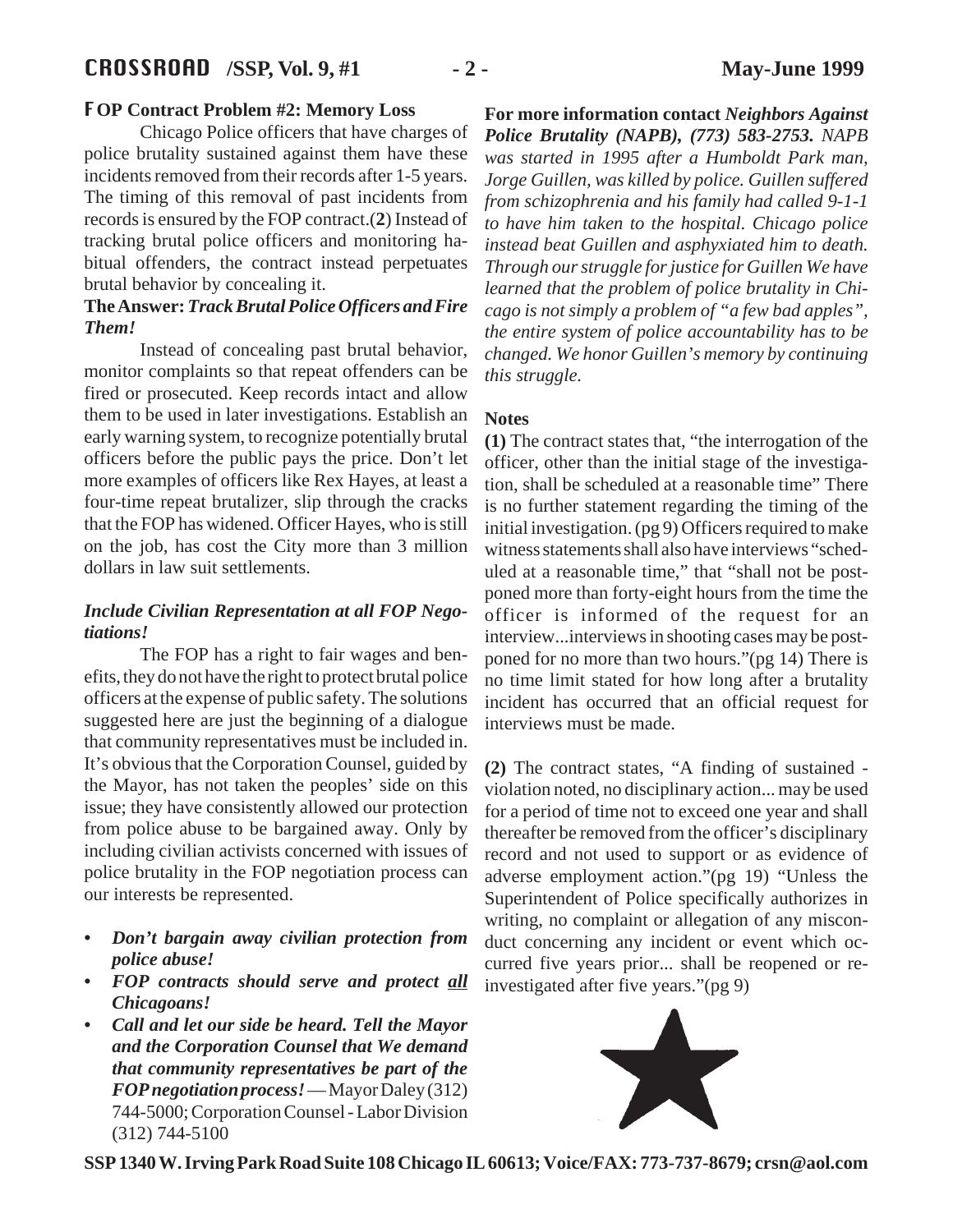### FOP Contract Problem #2: Memory Loss

Chicago Police officers that have charges of police brutality sustained against them have these incidents removed from their records after 1-5 years. The timing of this removal of past incidents from records is ensured by the FOP contract.(**2**) Instead of tracking brutal police officers and monitoring habitual offenders, the contract instead perpetuates brutal behavior by concealing it.

**The Answer: *Track Brutal Police Officers and Fire Them!***

Instead of concealing past brutal behavior, monitor complaints so that repeat offenders can be fired or prosecuted. Keep records intact and allow them to be used in later investigations. Establish an early warning system, to recognize potentially brutal officers before the public pays the price. Don't let more examples of officers like Rex Hayes, at least a four-time repeat brutalizer, slip through the cracks that the FOP has widened. Officer Hayes, who is still on the job, has cost the City more than 3 million dollars in law suit settlements.

### *Include Civilian Representation at all FOP Negotiations!*

The FOP has a right to fair wages and benefits, they do not have the right to protect brutal police officers at the expense of public safety. The solutions suggested here are just the beginning of a dialogue that community representatives must be included in. It's obvious that the Corporation Counsel, guided by the Mayor, has not taken the peoples' side on this issue; they have consistently allowed our protection from police abuse to be bargained away. Only by including civilian activists concerned with issues of police brutality in the FOP negotiation process can our interests be represented.

- ***Don't bargain away civilian protection from police abuse!***
- ***FOP contracts should serve and protect all Chicagoans!***
- ***Call and let our side be heard. Tell the Mayor and the Corporation Counsel that We demand that community representatives be part of the FOP negotiation process!*** — Mayor Daley (312) 744-5000; Corporation Counsel - Labor Division (312) 744-5100

**For more information contact *Neighbors Against Police Brutality (NAPB), (773) 583-2753.*** *NAPB was started in 1995 after a Humboldt Park man, Jorge Guillen, was killed by police. Guillen suffered from schizophrenia and his family had called 9-1-1 to have him taken to the hospital. Chicago police instead beat Guillen and asphyxiated him to death. Through our struggle for justice for Guillen We have learned that the problem of police brutality in Chicago is not simply a problem of "a few bad apples", the entire system of police accountability has to be changed. We honor Guillen's memory by continuing this struggle.*

### Notes

**(1)** The contract states that, "the interrogation of the officer, other than the initial stage of the investigation, shall be scheduled at a reasonable time" There is no further statement regarding the timing of the initial investigation. (pg 9) Officers required to make witness statements shall also have interviews "scheduled at a reasonable time," that "shall not be postponed more than forty-eight hours from the time the officer is informed of the request for an interview...interviews in shooting cases may be postponed for no more than two hours."(pg 14) There is no time limit stated for how long after a brutality incident has occurred that an official request for interviews must be made.

**(2)** The contract states, "A finding of sustained - violation noted, no disciplinary action... may be used for a period of time not to exceed one year and shall thereafter be removed from the officer's disciplinary record and not used to support or as evidence of adverse employment action."(pg 19) "Unless the Superintendent of Police specifically authorizes in writing, no complaint or allegation of any misconduct concerning any incident or event which occurred five years prior... shall be reopened or reinvestigated after five years."(pg 9)

SSP 1340 W. Irving Park Road Suite 108 Chicago IL 60613; Voice/FAX: 773-737-8679; crsn@aol.com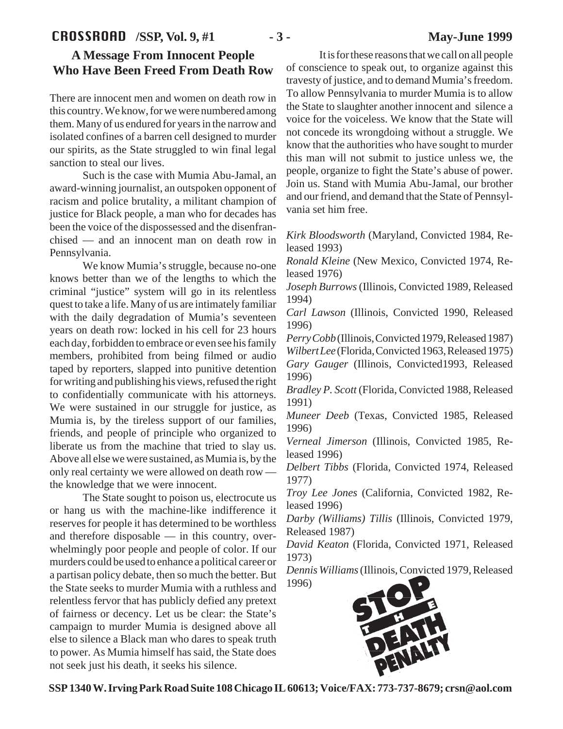## A Message From Innocent People Who Have Been Freed From Death Row

There are innocent men and women on death row in this country. We know, for we were numbered among them. Many of us endured for years in the narrow and isolated confines of a barren cell designed to murder our spirits, as the State struggled to win final legal sanction to steal our lives.

Such is the case with Mumia Abu-Jamal, an award-winning journalist, an outspoken opponent of racism and police brutality, a militant champion of justice for Black people, a man who for decades has been the voice of the dispossessed and the disenfranchised — and an innocent man on death row in Pennsylvania.

We know Mumia's struggle, because no-one knows better than we of the lengths to which the criminal "justice" system will go in its relentless quest to take a life. Many of us are intimately familiar with the daily degradation of Mumia's seventeen years on death row: locked in his cell for 23 hours each day, forbidden to embrace or even see his family members, prohibited from being filmed or audio taped by reporters, slapped into punitive detention for writing and publishing his views, refused the right to confidentially communicate with his attorneys. We were sustained in our struggle for justice, as Mumia is, by the tireless support of our families, friends, and people of principle who organized to liberate us from the machine that tried to slay us. Above all else we were sustained, as Mumia is, by the only real certainty we were allowed on death row — the knowledge that we were innocent.

The State sought to poison us, electrocute us or hang us with the machine-like indifference it reserves for people it has determined to be worthless and therefore disposable — in this country, overwhelmingly poor people and people of color. If our murders could be used to enhance a political career or a partisan policy debate, then so much the better. But the State seeks to murder Mumia with a ruthless and relentless fervor that has publicly defied any pretext of fairness or decency. Let us be clear: the State's campaign to murder Mumia is designed above all else to silence a Black man who dares to speak truth to power. As Mumia himself has said, the State does not seek just his death, it seeks his silence.

It is for these reasons that we call on all people of conscience to speak out, to organize against this travesty of justice, and to demand Mumia's freedom. To allow Pennsylvania to murder Mumia is to allow the State to slaughter another innocent and silence a voice for the voiceless. We know that the State will not concede its wrongdoing without a struggle. We know that the authorities who have sought to murder this man will not submit to justice unless we, the people, organize to fight the State's abuse of power. Join us. Stand with Mumia Abu-Jamal, our brother and our friend, and demand that the State of Pennsylvania set him free.

*Kirk Bloodsworth* (Maryland, Convicted 1984, Released 1993)
*Ronald Kleine* (New Mexico, Convicted 1974, Released 1976)
*Joseph Burrows* (Illinois, Convicted 1989, Released 1994)
*Carl Lawson* (Illinois, Convicted 1990, Released 1996)
*Perry Cobb* (Illinois, Convicted 1979, Released 1987)
*Wilbert Lee* (Florida, Convicted 1963, Released 1975)
*Gary Gauger* (Illinois, Convicted1993, Released 1996)
*Bradley P. Scott* (Florida, Convicted 1988, Released 1991)
*Muneer Deeb* (Texas, Convicted 1985, Released 1996)
*Verneal Jimerson* (Illinois, Convicted 1985, Released 1996)
*Delbert Tibbs* (Florida, Convicted 1974, Released 1977)
*Troy Lee Jones* (California, Convicted 1982, Released 1996)
*Darby (Williams) Tillis* (Illinois, Convicted 1979, Released 1987)
*David Keaton* (Florida, Convicted 1971, Released 1973)
*Dennis Williams* (Illinois, Convicted 1979, Released 1996)

STOP THE DEATH PENALTY

**SSP 1340 W. Irving Park Road Suite 108 Chicago IL 60613; Voice/FAX: 773-737-8679; crsn@aol.com**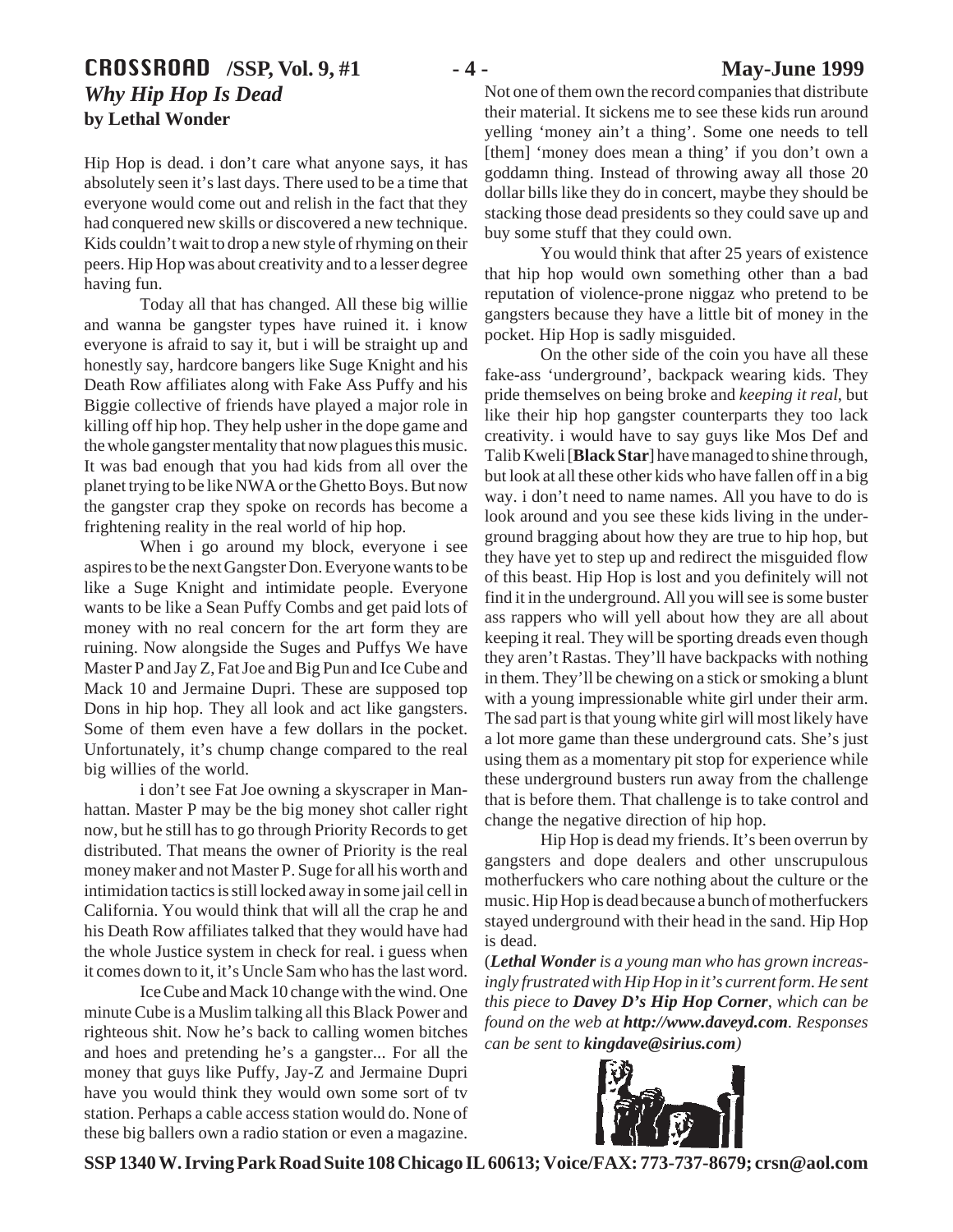# Why Hip Hop Is Dead

**by Lethal Wonder**

Hip Hop is dead. i don't care what anyone says, it has absolutely seen it's last days. There used to be a time that everyone would come out and relish in the fact that they had conquered new skills or discovered a new technique. Kids couldn't wait to drop a new style of rhyming on their peers. Hip Hop was about creativity and to a lesser degree having fun.

Today all that has changed. All these big willie and wanna be gangster types have ruined it. i know everyone is afraid to say it, but i will be straight up and honestly say, hardcore bangers like Suge Knight and his Death Row affiliates along with Fake Ass Puffy and his Biggie collective of friends have played a major role in killing off hip hop. They help usher in the dope game and the whole gangster mentality that now plagues this music. It was bad enough that you had kids from all over the planet trying to be like NWA or the Ghetto Boys. But now the gangster crap they spoke on records has become a frightening reality in the real world of hip hop.

When i go around my block, everyone i see aspires to be the next Gangster Don. Everyone wants to be like a Suge Knight and intimidate people. Everyone wants to be like a Sean Puffy Combs and get paid lots of money with no real concern for the art form they are ruining. Now alongside the Suges and Puffys We have Master P and Jay Z, Fat Joe and Big Pun and Ice Cube and Mack 10 and Jermaine Dupri. These are supposed top Dons in hip hop. They all look and act like gangsters. Some of them even have a few dollars in the pocket. Unfortunately, it's chump change compared to the real big willies of the world.

i don't see Fat Joe owning a skyscraper in Manhattan. Master P may be the big money shot caller right now, but he still has to go through Priority Records to get distributed. That means the owner of Priority is the real money maker and not Master P. Suge for all his worth and intimidation tactics is still locked away in some jail cell in California. You would think that will all the crap he and his Death Row affiliates talked that they would have had the whole Justice system in check for real. i guess when it comes down to it, it's Uncle Sam who has the last word.

Ice Cube and Mack 10 change with the wind. One minute Cube is a Muslim talking all this Black Power and righteous shit. Now he's back to calling women bitches and hoes and pretending he's a gangster... For all the money that guys like Puffy, Jay-Z and Jermaine Dupri have you would think they would own some sort of tv station. Perhaps a cable access station would do. None of these big ballers own a radio station or even a magazine. Not one of them own the record companies that distribute their material. It sickens me to see these kids run around yelling 'money ain't a thing'. Some one needs to tell [them] 'money does mean a thing' if you don't own a goddamn thing. Instead of throwing away all those 20 dollar bills like they do in concert, maybe they should be stacking those dead presidents so they could save up and buy some stuff that they could own.

You would think that after 25 years of existence that hip hop would own something other than a bad reputation of violence-prone niggaz who pretend to be gangsters because they have a little bit of money in the pocket. Hip Hop is sadly misguided.

On the other side of the coin you have all these fake-ass 'underground', backpack wearing kids. They pride themselves on being broke and *keeping it real*, but like their hip hop gangster counterparts they too lack creativity. i would have to say guys like Mos Def and Talib Kweli [**Black Star**] have managed to shine through, but look at all these other kids who have fallen off in a big way. i don't need to name names. All you have to do is look around and you see these kids living in the underground bragging about how they are true to hip hop, but they have yet to step up and redirect the misguided flow of this beast. Hip Hop is lost and you definitely will not find it in the underground. All you will see is some buster ass rappers who will yell about how they are all about keeping it real. They will be sporting dreads even though they aren't Rastas. They'll have backpacks with nothing in them. They'll be chewing on a stick or smoking a blunt with a young impressionable white girl under their arm. The sad part is that young white girl will most likely have a lot more game than these underground cats. She's just using them as a momentary pit stop for experience while these underground busters run away from the challenge that is before them. That challenge is to take control and change the negative direction of hip hop.

Hip Hop is dead my friends. It's been overrun by gangsters and dope dealers and other unscrupulous motherfuckers who care nothing about the culture or the music. Hip Hop is dead because a bunch of motherfuckers stayed underground with their head in the sand. Hip Hop is dead.

(***Lethal Wonder*** *is a young man who has grown increasingly frustrated with Hip Hop in it's current form. He sent this piece to* ***Davey D's Hip Hop Corner****, which can be found on the web at* ***http://www.daveyd.com****. Responses can be sent to* ***kingdave@sirius.com****)*

**SSP 1340 W. Irving Park Road Suite 108 Chicago IL 60613; Voice/FAX: 773-737-8679; crsn@aol.com**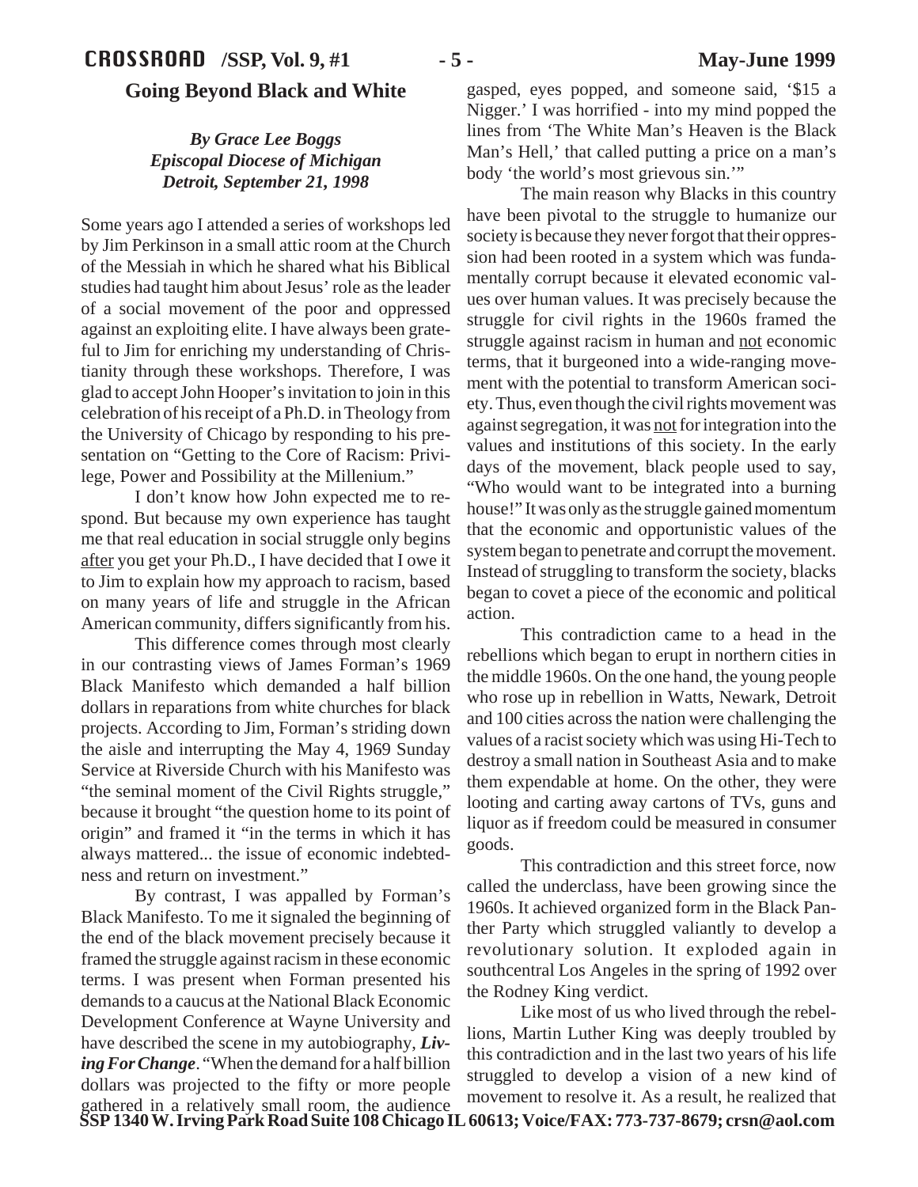## Going Beyond Black and White

***By Grace Lee Boggs***
***Episcopal Diocese of Michigan***
***Detroit, September 21, 1998***

Some years ago I attended a series of workshops led by Jim Perkinson in a small attic room at the Church of the Messiah in which he shared what his Biblical studies had taught him about Jesus' role as the leader of a social movement of the poor and oppressed against an exploiting elite. I have always been grateful to Jim for enriching my understanding of Christianity through these workshops. Therefore, I was glad to accept John Hooper's invitation to join in this celebration of his receipt of a Ph.D. in Theology from the University of Chicago by responding to his presentation on "Getting to the Core of Racism: Privilege, Power and Possibility at the Millenium."

I don't know how John expected me to respond. But because my own experience has taught me that real education in social struggle only begins after you get your Ph.D., I have decided that I owe it to Jim to explain how my approach to racism, based on many years of life and struggle in the African American community, differs significantly from his.

This difference comes through most clearly in our contrasting views of James Forman's 1969 Black Manifesto which demanded a half billion dollars in reparations from white churches for black projects. According to Jim, Forman's striding down the aisle and interrupting the May 4, 1969 Sunday Service at Riverside Church with his Manifesto was "the seminal moment of the Civil Rights struggle," because it brought "the question home to its point of origin" and framed it "in the terms in which it has always mattered... the issue of economic indebtedness and return on investment."

By contrast, I was appalled by Forman's Black Manifesto. To me it signaled the beginning of the end of the black movement precisely because it framed the struggle against racism in these economic terms. I was present when Forman presented his demands to a caucus at the National Black Economic Development Conference at Wayne University and have described the scene in my autobiography, ***Living For Change***. "When the demand for a half billion dollars was projected to the fifty or more people gathered in a relatively small room, the audience gasped, eyes popped, and someone said, '$15 a Nigger.' I was horrified - into my mind popped the lines from 'The White Man's Heaven is the Black Man's Hell,' that called putting a price on a man's body 'the world's most grievous sin.'"

The main reason why Blacks in this country have been pivotal to the struggle to humanize our society is because they never forgot that their oppression had been rooted in a system which was fundamentally corrupt because it elevated economic values over human values. It was precisely because the struggle for civil rights in the 1960s framed the struggle against racism in human and not economic terms, that it burgeoned into a wide-ranging movement with the potential to transform American society. Thus, even though the civil rights movement was against segregation, it was not for integration into the values and institutions of this society. In the early days of the movement, black people used to say, "Who would want to be integrated into a burning house!" It was only as the struggle gained momentum that the economic and opportunistic values of the system began to penetrate and corrupt the movement. Instead of struggling to transform the society, blacks began to covet a piece of the economic and political action.

This contradiction came to a head in the rebellions which began to erupt in northern cities in the middle 1960s. On the one hand, the young people who rose up in rebellion in Watts, Newark, Detroit and 100 cities across the nation were challenging the values of a racist society which was using Hi-Tech to destroy a small nation in Southeast Asia and to make them expendable at home. On the other, they were looting and carting away cartons of TVs, guns and liquor as if freedom could be measured in consumer goods.

This contradiction and this street force, now called the underclass, have been growing since the 1960s. It achieved organized form in the Black Panther Party which struggled valiantly to develop a revolutionary solution. It exploded again in southcentral Los Angeles in the spring of 1992 over the Rodney King verdict.

Like most of us who lived through the rebellions, Martin Luther King was deeply troubled by this contradiction and in the last two years of his life struggled to develop a vision of a new kind of movement to resolve it. As a result, he realized that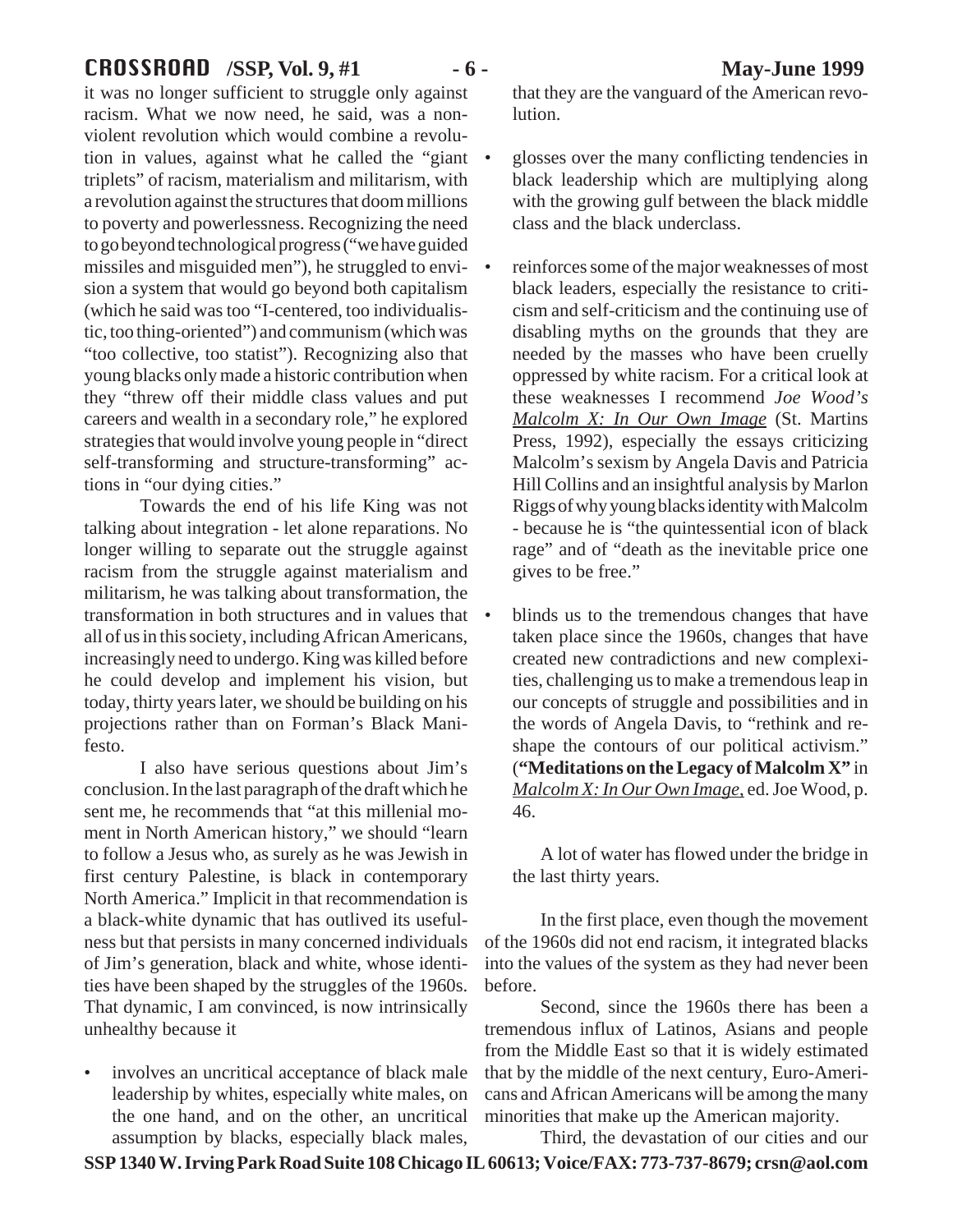it was no longer sufficient to struggle only against racism. What we now need, he said, was a nonviolent revolution which would combine a revolution in values, against what he called the "giant triplets" of racism, materialism and militarism, with a revolution against the structures that doom millions to poverty and powerlessness. Recognizing the need to go beyond technological progress ("we have guided missiles and misguided men"), he struggled to envision a system that would go beyond both capitalism (which he said was too "I-centered, too individualistic, too thing-oriented") and communism (which was "too collective, too statist"). Recognizing also that young blacks only made a historic contribution when they "threw off their middle class values and put careers and wealth in a secondary role," he explored strategies that would involve young people in "direct self-transforming and structure-transforming" actions in "our dying cities."

Towards the end of his life King was not talking about integration - let alone reparations. No longer willing to separate out the struggle against racism from the struggle against materialism and militarism, he was talking about transformation, the transformation in both structures and in values that all of us in this society, including African Americans, increasingly need to undergo. King was killed before he could develop and implement his vision, but today, thirty years later, we should be building on his projections rather than on Forman's Black Manifesto.

I also have serious questions about Jim's conclusion. In the last paragraph of the draft which he sent me, he recommends that "at this millenial moment in North American history," we should "learn to follow a Jesus who, as surely as he was Jewish in first century Palestine, is black in contemporary North America." Implicit in that recommendation is a black-white dynamic that has outlived its usefulness but that persists in many concerned individuals of Jim's generation, black and white, whose identities have been shaped by the struggles of the 1960s. That dynamic, I am convinced, is now intrinsically unhealthy because it

- involves an uncritical acceptance of black male leadership by whites, especially white males, on the one hand, and on the other, an uncritical assumption by blacks, especially black males, that they are the vanguard of the American revolution.
- glosses over the many conflicting tendencies in black leadership which are multiplying along with the growing gulf between the black middle class and the black underclass.
- reinforces some of the major weaknesses of most black leaders, especially the resistance to criticism and self-criticism and the continuing use of disabling myths on the grounds that they are needed by the masses who have been cruelly oppressed by white racism. For a critical look at these weaknesses I recommend *Joe Wood's Malcolm X: In Our Own Image* (St. Martins Press, 1992), especially the essays criticizing Malcolm's sexism by Angela Davis and Patricia Hill Collins and an insightful analysis by Marlon Riggs of why young blacks identity with Malcolm - because he is "the quintessential icon of black rage" and of "death as the inevitable price one gives to be free."
- blinds us to the tremendous changes that have taken place since the 1960s, changes that have created new contradictions and new complexities, challenging us to make a tremendous leap in our concepts of struggle and possibilities and in the words of Angela Davis, to "rethink and reshape the contours of our political activism." (**"Meditations on the Legacy of Malcolm X"** in *Malcolm X: In Our Own Image*, ed. Joe Wood, p. 46.

A lot of water has flowed under the bridge in the last thirty years.

In the first place, even though the movement of the 1960s did not end racism, it integrated blacks into the values of the system as they had never been before.

Second, since the 1960s there has been a tremendous influx of Latinos, Asians and people from the Middle East so that it is widely estimated that by the middle of the next century, Euro-Americans and African Americans will be among the many minorities that make up the American majority.

Third, the devastation of our cities and our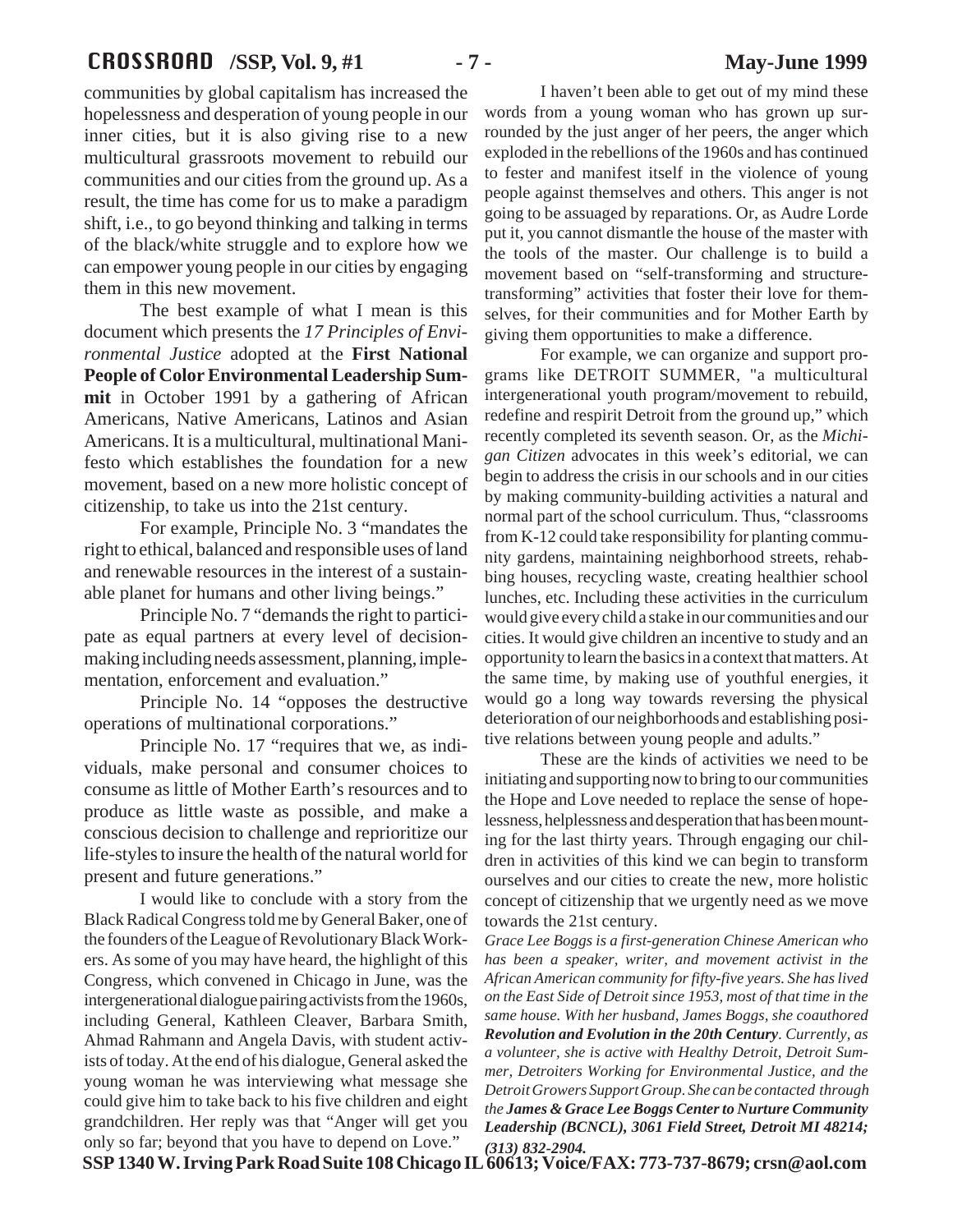communities by global capitalism has increased the hopelessness and desperation of young people in our inner cities, but it is also giving rise to a new multicultural grassroots movement to rebuild our communities and our cities from the ground up. As a result, the time has come for us to make a paradigm shift, i.e., to go beyond thinking and talking in terms of the black/white struggle and to explore how we can empower young people in our cities by engaging them in this new movement.

The best example of what I mean is this document which presents the *17 Principles of Environmental Justice* adopted at the **First National People of Color Environmental Leadership Summit** in October 1991 by a gathering of African Americans, Native Americans, Latinos and Asian Americans. It is a multicultural, multinational Manifesto which establishes the foundation for a new movement, based on a new more holistic concept of citizenship, to take us into the 21st century.

For example, Principle No. 3 "mandates the right to ethical, balanced and responsible uses of land and renewable resources in the interest of a sustainable planet for humans and other living beings."

Principle No. 7 "demands the right to participate as equal partners at every level of decision-making including needs assessment, planning, implementation, enforcement and evaluation."

Principle No. 14 "opposes the destructive operations of multinational corporations."

Principle No. 17 "requires that we, as individuals, make personal and consumer choices to consume as little of Mother Earth's resources and to produce as little waste as possible, and make a conscious decision to challenge and reprioritize our life-styles to insure the health of the natural world for present and future generations."

I would like to conclude with a story from the Black Radical Congress told me by General Baker, one of the founders of the League of Revolutionary Black Workers. As some of you may have heard, the highlight of this Congress, which convened in Chicago in June, was the intergenerational dialogue pairing activists from the 1960s, including General, Kathleen Cleaver, Barbara Smith, Ahmad Rahmann and Angela Davis, with student activists of today. At the end of his dialogue, General asked the young woman he was interviewing what message she could give him to take back to his five children and eight grandchildren. Her reply was that "Anger will get you only so far; beyond that you have to depend on Love."

I haven't been able to get out of my mind these words from a young woman who has grown up surrounded by the just anger of her peers, the anger which exploded in the rebellions of the 1960s and has continued to fester and manifest itself in the violence of young people against themselves and others. This anger is not going to be assuaged by reparations. Or, as Audre Lorde put it, you cannot dismantle the house of the master with the tools of the master. Our challenge is to build a movement based on "self-transforming and structure-transforming" activities that foster their love for themselves, for their communities and for Mother Earth by giving them opportunities to make a difference.

For example, we can organize and support programs like DETROIT SUMMER, "a multicultural intergenerational youth program/movement to rebuild, redefine and respirit Detroit from the ground up," which recently completed its seventh season. Or, as the *Michigan Citizen* advocates in this week's editorial, we can begin to address the crisis in our schools and in our cities by making community-building activities a natural and normal part of the school curriculum. Thus, "classrooms from K-12 could take responsibility for planting community gardens, maintaining neighborhood streets, rehabbing houses, recycling waste, creating healthier school lunches, etc. Including these activities in the curriculum would give every child a stake in our communities and our cities. It would give children an incentive to study and an opportunity to learn the basics in a context that matters. At the same time, by making use of youthful energies, it would go a long way towards reversing the physical deterioration of our neighborhoods and establishing positive relations between young people and adults."

These are the kinds of activities we need to be initiating and supporting now to bring to our communities the Hope and Love needed to replace the sense of hopelessness, helplessness and desperation that has been mounting for the last thirty years. Through engaging our children in activities of this kind we can begin to transform ourselves and our cities to create the new, more holistic concept of citizenship that we urgently need as we move towards the 21st century.

*Grace Lee Boggs is a first-generation Chinese American who has been a speaker, writer, and movement activist in the African American community for fifty-five years. She has lived on the East Side of Detroit since 1953, most of that time in the same house. With her husband, James Boggs, she coauthored* ***Revolution and Evolution in the 20th Century****. Currently, as a volunteer, she is active with Healthy Detroit, Detroit Summer, Detroiters Working for Environmental Justice, and the Detroit Growers Support Group. She can be contacted through the* ***James & Grace Lee Boggs Center to Nurture Community Leadership (BCNCL), 3061 Field Street, Detroit MI 48214; (313) 832-2904.***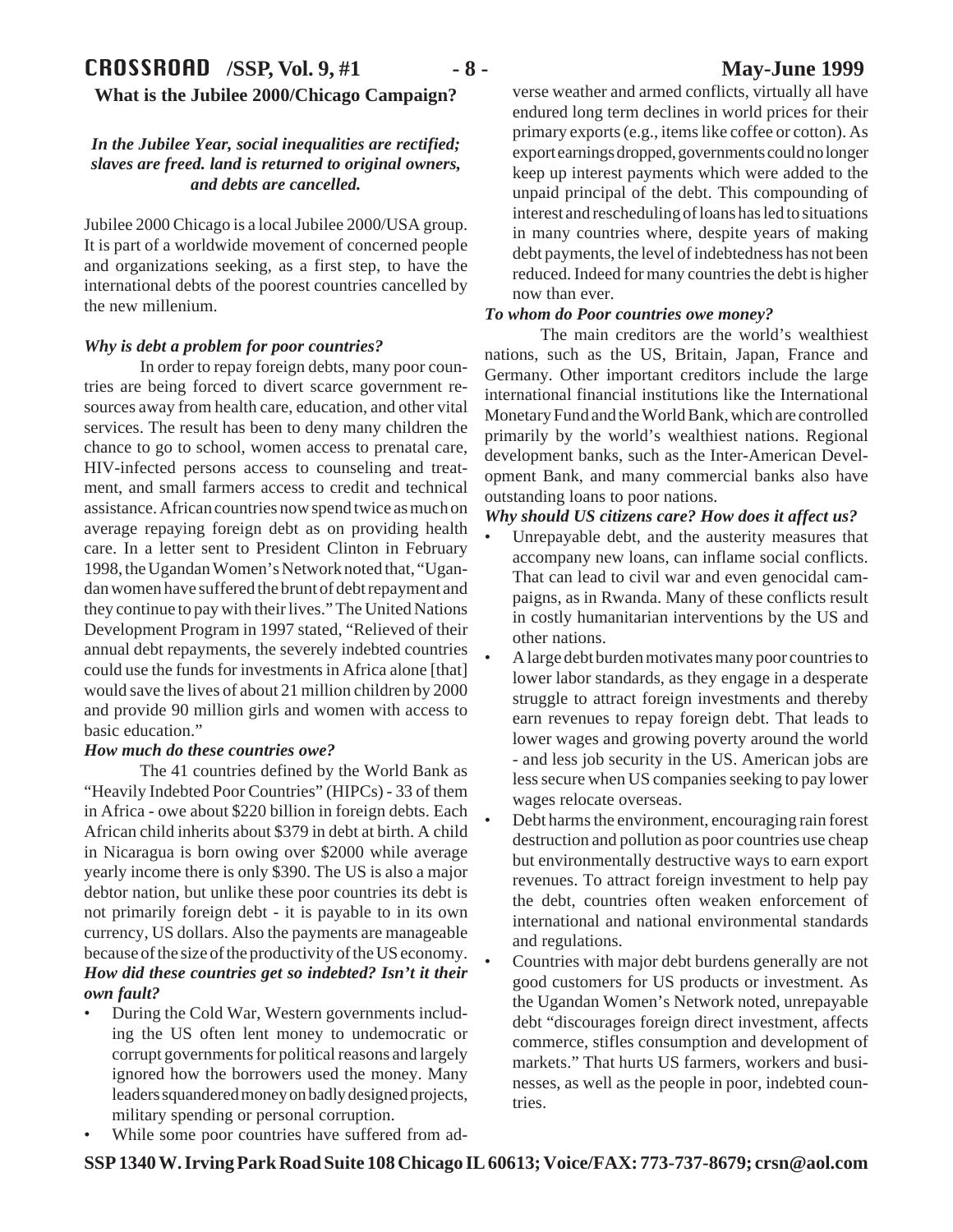## What is the Jubilee 2000/Chicago Campaign?

***In the Jubilee Year, social inequalities are rectified; slaves are freed. land is returned to original owners, and debts are cancelled.***

Jubilee 2000 Chicago is a local Jubilee 2000/USA group. It is part of a worldwide movement of concerned people and organizations seeking, as a first step, to have the international debts of the poorest countries cancelled by the new millenium.

***Why is debt a problem for poor countries?***

In order to repay foreign debts, many poor countries are being forced to divert scarce government resources away from health care, education, and other vital services. The result has been to deny many children the chance to go to school, women access to prenatal care, HIV-infected persons access to counseling and treatment, and small farmers access to credit and technical assistance. African countries now spend twice as much on average repaying foreign debt as on providing health care. In a letter sent to President Clinton in February 1998, the Ugandan Women's Network noted that, "Ugandan women have suffered the brunt of debt repayment and they continue to pay with their lives." The United Nations Development Program in 1997 stated, "Relieved of their annual debt repayments, the severely indebted countries could use the funds for investments in Africa alone [that] would save the lives of about 21 million children by 2000 and provide 90 million girls and women with access to basic education."

***How much do these countries owe?***

The 41 countries defined by the World Bank as "Heavily Indebted Poor Countries" (HIPCs) - 33 of them in Africa - owe about $220 billion in foreign debts. Each African child inherits about $379 in debt at birth. A child in Nicaragua is born owing over $2000 while average yearly income there is only $390. The US is also a major debtor nation, but unlike these poor countries its debt is not primarily foreign debt - it is payable to in its own currency, US dollars. Also the payments are manageable because of the size of the productivity of the US economy.

***How did these countries get so indebted? Isn't it their own fault?***

- During the Cold War, Western governments including the US often lent money to undemocratic or corrupt governments for political reasons and largely ignored how the borrowers used the money. Many leaders squandered money on badly designed projects, military spending or personal corruption.
- While some poor countries have suffered from adverse weather and armed conflicts, virtually all have endured long term declines in world prices for their primary exports (e.g., items like coffee or cotton). As export earnings dropped, governments could no longer keep up interest payments which were added to the unpaid principal of the debt. This compounding of interest and rescheduling of loans has led to situations in many countries where, despite years of making debt payments, the level of indebtedness has not been reduced. Indeed for many countries the debt is higher now than ever.

***To whom do Poor countries owe money?***

The main creditors are the world's wealthiest nations, such as the US, Britain, Japan, France and Germany. Other important creditors include the large international financial institutions like the International Monetary Fund and the World Bank, which are controlled primarily by the world's wealthiest nations. Regional development banks, such as the Inter-American Development Bank, and many commercial banks also have outstanding loans to poor nations.

***Why should US citizens care? How does it affect us?***

- Unrepayable debt, and the austerity measures that accompany new loans, can inflame social conflicts. That can lead to civil war and even genocidal campaigns, as in Rwanda. Many of these conflicts result in costly humanitarian interventions by the US and other nations.
- A large debt burden motivates many poor countries to lower labor standards, as they engage in a desperate struggle to attract foreign investments and thereby earn revenues to repay foreign debt. That leads to lower wages and growing poverty around the world - and less job security in the US. American jobs are less secure when US companies seeking to pay lower wages relocate overseas.
- Debt harms the environment, encouraging rain forest destruction and pollution as poor countries use cheap but environmentally destructive ways to earn export revenues. To attract foreign investment to help pay the debt, countries often weaken enforcement of international and national environmental standards and regulations.
- Countries with major debt burdens generally are not good customers for US products or investment. As the Ugandan Women's Network noted, unrepayable debt "discourages foreign direct investment, affects commerce, stifles consumption and development of markets." That hurts US farmers, workers and businesses, as well as the people in poor, indebted countries.

**SSP 1340 W. Irving Park Road Suite 108 Chicago IL 60613; Voice/FAX: 773-737-8679; crsn@aol.com**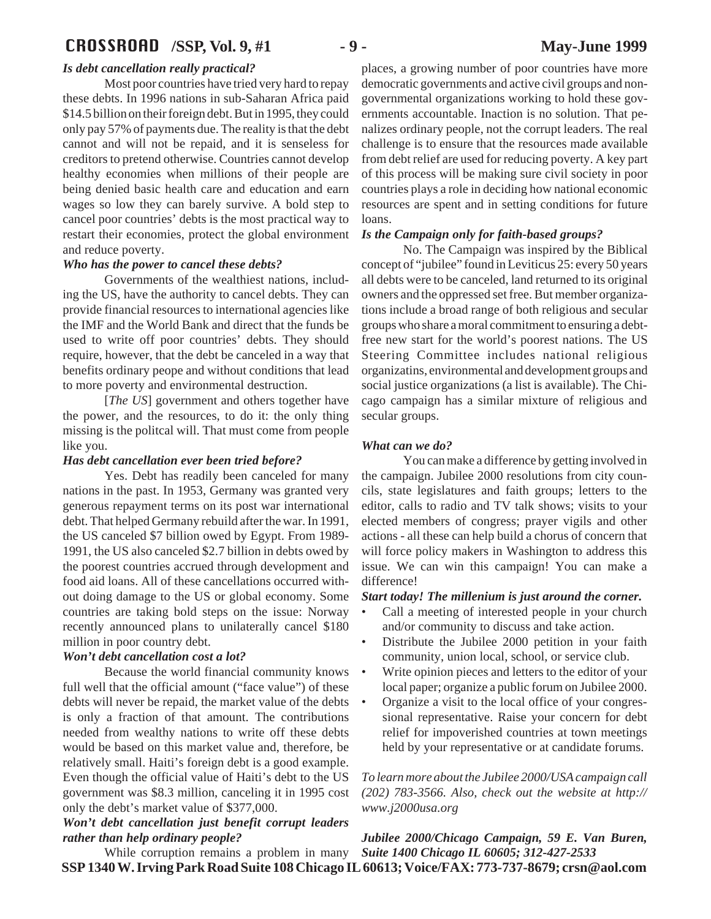***Is debt cancellation really practical?***

Most poor countries have tried very hard to repay these debts. In 1996 nations in sub-Saharan Africa paid $14.5 billion on their foreign debt. But in 1995, they could only pay 57% of payments due. The reality is that the debt cannot and will not be repaid, and it is senseless for creditors to pretend otherwise. Countries cannot develop healthy economies when millions of their people are being denied basic health care and education and earn wages so low they can barely survive. A bold step to cancel poor countries' debts is the most practical way to restart their economies, protect the global environment and reduce poverty.

***Who has the power to cancel these debts?***

Governments of the wealthiest nations, including the US, have the authority to cancel debts. They can provide financial resources to international agencies like the IMF and the World Bank and direct that the funds be used to write off poor countries' debts. They should require, however, that the debt be canceled in a way that benefits ordinary peope and without conditions that lead to more poverty and environmental destruction.

[*The US*] government and others together have the power, and the resources, to do it: the only thing missing is the politcal will. That must come from people like you.

***Has debt cancellation ever been tried before?***

Yes. Debt has readily been canceled for many nations in the past. In 1953, Germany was granted very generous repayment terms on its post war international debt. That helped Germany rebuild after the war. In 1991, the US canceled $7 billion owed by Egypt. From 1989-1991, the US also canceled $2.7 billion in debts owed by the poorest countries accrued through development and food aid loans. All of these cancellations occurred without doing damage to the US or global economy. Some countries are taking bold steps on the issue: Norway recently announced plans to unilaterally cancel $180 million in poor country debt.

***Won't debt cancellation cost a lot?***

Because the world financial community knows full well that the official amount ("face value") of these debts will never be repaid, the market value of the debts is only a fraction of that amount. The contributions needed from wealthy nations to write off these debts would be based on this market value and, therefore, be relatively small. Haiti's foreign debt is a good example. Even though the official value of Haiti's debt to the US government was $8.3 million, canceling it in 1995 cost only the debt's market value of $377,000.

***Won't debt cancellation just benefit corrupt leaders rather than help ordinary people?***

While corruption remains a problem in many places, a growing number of poor countries have more democratic governments and active civil groups and non-governmental organizations working to hold these governments accountable. Inaction is no solution. That penalizes ordinary people, not the corrupt leaders. The real challenge is to ensure that the resources made available from debt relief are used for reducing poverty. A key part of this process will be making sure civil society in poor countries plays a role in deciding how national economic resources are spent and in setting conditions for future loans.

***Is the Campaign only for faith-based groups?***

No. The Campaign was inspired by the Biblical concept of "jubilee" found in Leviticus 25: every 50 years all debts were to be canceled, land returned to its original owners and the oppressed set free. But member organizations include a broad range of both religious and secular groups who share a moral commitment to ensuring a debt-free new start for the world's poorest nations. The US Steering Committee includes national religious organizatins, environmental and development groups and social justice organizations (a list is available). The Chicago campaign has a similar mixture of religious and secular groups.

***What can we do?***

You can make a difference by getting involved in the campaign. Jubilee 2000 resolutions from city councils, state legislatures and faith groups; letters to the editor, calls to radio and TV talk shows; visits to your elected members of congress; prayer vigils and other actions - all these can help build a chorus of concern that will force policy makers in Washington to address this issue. We can win this campaign! You can make a difference!

***Start today! The millenium is just around the corner.***

- Call a meeting of interested people in your church and/or community to discuss and take action.
- Distribute the Jubilee 2000 petition in your faith community, union local, school, or service club.
- Write opinion pieces and letters to the editor of your local paper; organize a public forum on Jubilee 2000.
- Organize a visit to the local office of your congressional representative. Raise your concern for debt relief for impoverished countries at town meetings held by your representative or at candidate forums.

*To learn more about the Jubilee 2000/USA campaign call (202) 783-3566. Also, check out the website at http://www.j2000usa.org*

***Jubilee 2000/Chicago Campaign, 59 E. Van Buren, Suite 1400 Chicago IL 60605; 312-427-2533***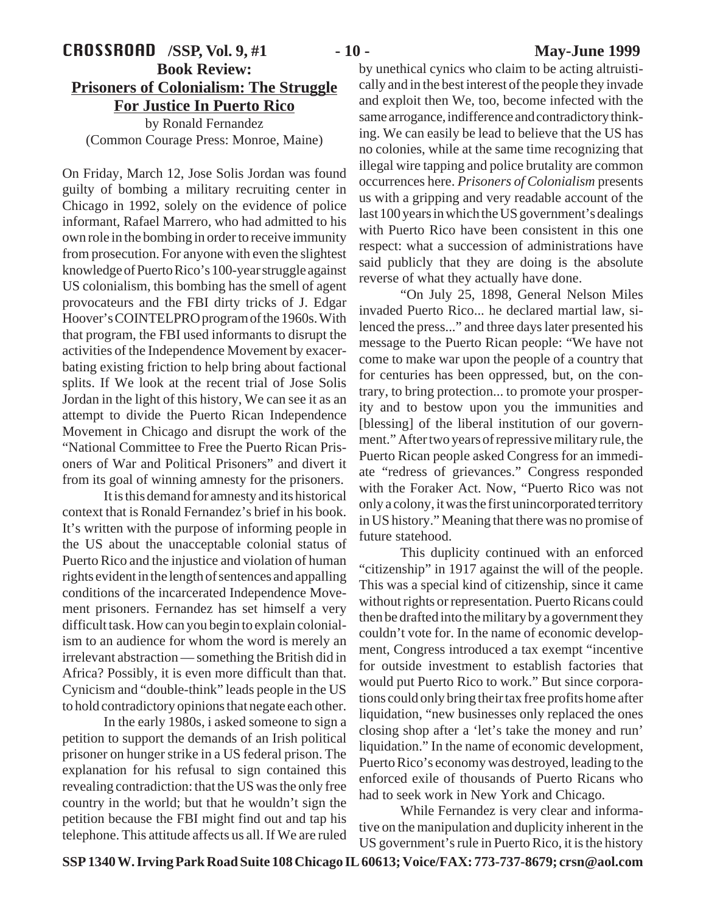## Book Review:

## Prisoners of Colonialism: The Struggle For Justice In Puerto Rico

by Ronald Fernandez
(Common Courage Press: Monroe, Maine)

On Friday, March 12, Jose Solis Jordan was found guilty of bombing a military recruiting center in Chicago in 1992, solely on the evidence of police informant, Rafael Marrero, who had admitted to his own role in the bombing in order to receive immunity from prosecution. For anyone with even the slightest knowledge of Puerto Rico's 100-year struggle against US colonialism, this bombing has the smell of agent provocateurs and the FBI dirty tricks of J. Edgar Hoover's COINTELPRO program of the 1960s. With that program, the FBI used informants to disrupt the activities of the Independence Movement by exacerbating existing friction to help bring about factional splits. If We look at the recent trial of Jose Solis Jordan in the light of this history, We can see it as an attempt to divide the Puerto Rican Independence Movement in Chicago and disrupt the work of the "National Committee to Free the Puerto Rican Prisoners of War and Political Prisoners" and divert it from its goal of winning amnesty for the prisoners.

It is this demand for amnesty and its historical context that is Ronald Fernandez's brief in his book. It's written with the purpose of informing people in the US about the unacceptable colonial status of Puerto Rico and the injustice and violation of human rights evident in the length of sentences and appalling conditions of the incarcerated Independence Movement prisoners. Fernandez has set himself a very difficult task. How can you begin to explain colonialism to an audience for whom the word is merely an irrelevant abstraction — something the British did in Africa? Possibly, it is even more difficult than that. Cynicism and "double-think" leads people in the US to hold contradictory opinions that negate each other.

In the early 1980s, i asked someone to sign a petition to support the demands of an Irish political prisoner on hunger strike in a US federal prison. The explanation for his refusal to sign contained this revealing contradiction: that the US was the only free country in the world; but that he wouldn't sign the petition because the FBI might find out and tap his telephone. This attitude affects us all. If We are ruled by unethical cynics who claim to be acting altruistically and in the best interest of the people they invade and exploit then We, too, become infected with the same arrogance, indifference and contradictory thinking. We can easily be lead to believe that the US has no colonies, while at the same time recognizing that illegal wire tapping and police brutality are common occurrences here. *Prisoners of Colonialism* presents us with a gripping and very readable account of the last 100 years in which the US government's dealings with Puerto Rico have been consistent in this one respect: what a succession of administrations have said publicly that they are doing is the absolute reverse of what they actually have done.

"On July 25, 1898, General Nelson Miles invaded Puerto Rico... he declared martial law, silenced the press..." and three days later presented his message to the Puerto Rican people: "We have not come to make war upon the people of a country that for centuries has been oppressed, but, on the contrary, to bring protection... to promote your prosperity and to bestow upon you the immunities and [blessing] of the liberal institution of our government." After two years of repressive military rule, the Puerto Rican people asked Congress for an immediate "redress of grievances." Congress responded with the Foraker Act. Now, "Puerto Rico was not only a colony, it was the first unincorporated territory in US history." Meaning that there was no promise of future statehood.

This duplicity continued with an enforced "citizenship" in 1917 against the will of the people. This was a special kind of citizenship, since it came without rights or representation. Puerto Ricans could then be drafted into the military by a government they couldn't vote for. In the name of economic development, Congress introduced a tax exempt "incentive for outside investment to establish factories that would put Puerto Rico to work." But since corporations could only bring their tax free profits home after liquidation, "new businesses only replaced the ones closing shop after a 'let's take the money and run' liquidation." In the name of economic development, Puerto Rico's economy was destroyed, leading to the enforced exile of thousands of Puerto Ricans who had to seek work in New York and Chicago.

While Fernandez is very clear and informative on the manipulation and duplicity inherent in the US government's rule in Puerto Rico, it is the history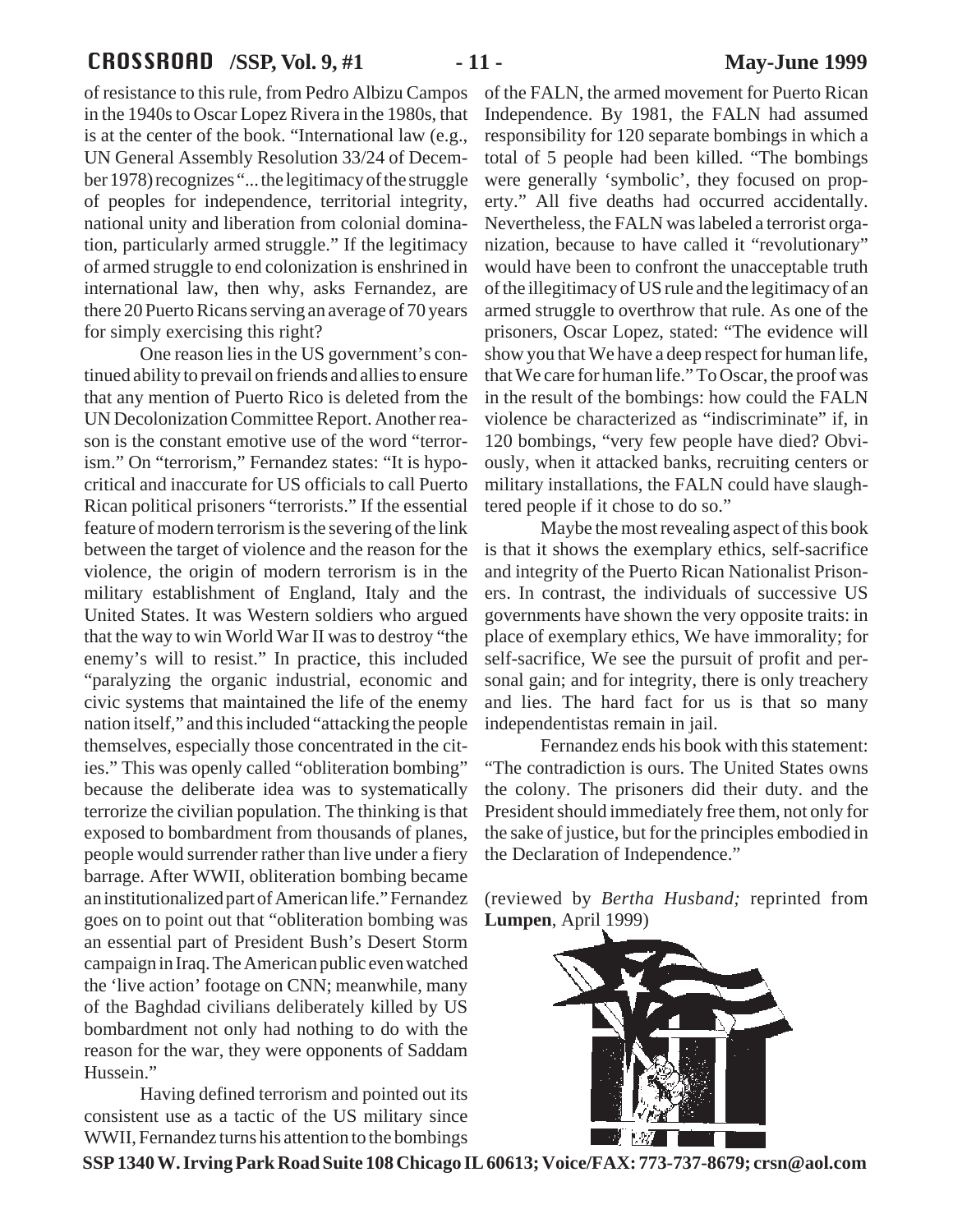of resistance to this rule, from Pedro Albizu Campos in the 1940s to Oscar Lopez Rivera in the 1980s, that is at the center of the book. "International law (e.g., UN General Assembly Resolution 33/24 of December 1978) recognizes "...the legitimacy of the struggle of peoples for independence, territorial integrity, national unity and liberation from colonial domination, particularly armed struggle." If the legitimacy of armed struggle to end colonization is enshrined in international law, then why, asks Fernandez, are there 20 Puerto Ricans serving an average of 70 years for simply exercising this right?

One reason lies in the US government's continued ability to prevail on friends and allies to ensure that any mention of Puerto Rico is deleted from the UN Decolonization Committee Report. Another reason is the constant emotive use of the word "terrorism." On "terrorism," Fernandez states: "It is hypocritical and inaccurate for US officials to call Puerto Rican political prisoners "terrorists." If the essential feature of modern terrorism is the severing of the link between the target of violence and the reason for the violence, the origin of modern terrorism is in the military establishment of England, Italy and the United States. It was Western soldiers who argued that the way to win World War II was to destroy "the enemy's will to resist." In practice, this included "paralyzing the organic industrial, economic and civic systems that maintained the life of the enemy nation itself," and this included "attacking the people themselves, especially those concentrated in the cities." This was openly called "obliteration bombing" because the deliberate idea was to systematically terrorize the civilian population. The thinking is that exposed to bombardment from thousands of planes, people would surrender rather than live under a fiery barrage. After WWII, obliteration bombing became an institutionalized part of American life." Fernandez goes on to point out that "obliteration bombing was an essential part of President Bush's Desert Storm campaign in Iraq. The American public even watched the 'live action' footage on CNN; meanwhile, many of the Baghdad civilians deliberately killed by US bombardment not only had nothing to do with the reason for the war, they were opponents of Saddam Hussein."

Having defined terrorism and pointed out its consistent use as a tactic of the US military since WWII, Fernandez turns his attention to the bombings of the FALN, the armed movement for Puerto Rican Independence. By 1981, the FALN had assumed responsibility for 120 separate bombings in which a total of 5 people had been killed. "The bombings were generally 'symbolic', they focused on property." All five deaths had occurred accidentally. Nevertheless, the FALN was labeled a terrorist organization, because to have called it "revolutionary" would have been to confront the unacceptable truth of the illegitimacy of US rule and the legitimacy of an armed struggle to overthrow that rule. As one of the prisoners, Oscar Lopez, stated: "The evidence will show you that We have a deep respect for human life, that We care for human life." To Oscar, the proof was in the result of the bombings: how could the FALN violence be characterized as "indiscriminate" if, in 120 bombings, "very few people have died? Obviously, when it attacked banks, recruiting centers or military installations, the FALN could have slaughtered people if it chose to do so."

Maybe the most revealing aspect of this book is that it shows the exemplary ethics, self-sacrifice and integrity of the Puerto Rican Nationalist Prisoners. In contrast, the individuals of successive US governments have shown the very opposite traits: in place of exemplary ethics, We have immorality; for self-sacrifice, We see the pursuit of profit and personal gain; and for integrity, there is only treachery and lies. The hard fact for us is that so many independentistas remain in jail.

Fernandez ends his book with this statement: "The contradiction is ours. The United States owns the colony. The prisoners did their duty. and the President should immediately free them, not only for the sake of justice, but for the principles embodied in the Declaration of Independence."

(reviewed by *Bertha Husband;* reprinted from **Lumpen**, April 1999)

**SSP 1340 W. Irving Park Road Suite 108 Chicago IL 60613; Voice/FAX: 773-737-8679; crsn@aol.com**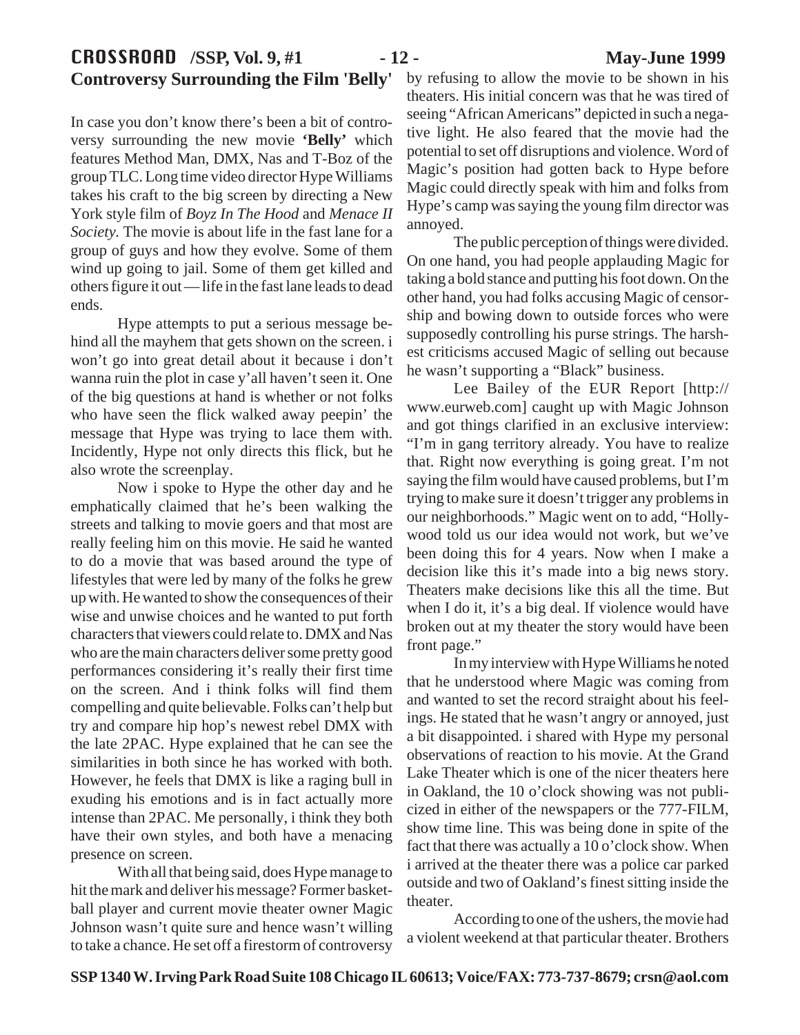## Controversy Surrounding the Film 'Belly'

In case you don't know there's been a bit of controversy surrounding the new movie **'Belly'** which features Method Man, DMX, Nas and T-Boz of the group TLC. Long time video director Hype Williams takes his craft to the big screen by directing a New York style film of *Boyz In The Hood* and *Menace II Society.* The movie is about life in the fast lane for a group of guys and how they evolve. Some of them wind up going to jail. Some of them get killed and others figure it out — life in the fast lane leads to dead ends.

Hype attempts to put a serious message behind all the mayhem that gets shown on the screen. i won't go into great detail about it because i don't wanna ruin the plot in case y'all haven't seen it. One of the big questions at hand is whether or not folks who have seen the flick walked away peepin' the message that Hype was trying to lace them with. Incidently, Hype not only directs this flick, but he also wrote the screenplay.

Now i spoke to Hype the other day and he emphatically claimed that he's been walking the streets and talking to movie goers and that most are really feeling him on this movie. He said he wanted to do a movie that was based around the type of lifestyles that were led by many of the folks he grew up with. He wanted to show the consequences of their wise and unwise choices and he wanted to put forth characters that viewers could relate to. DMX and Nas who are the main characters deliver some pretty good performances considering it's really their first time on the screen. And i think folks will find them compelling and quite believable. Folks can't help but try and compare hip hop's newest rebel DMX with the late 2PAC. Hype explained that he can see the similarities in both since he has worked with both. However, he feels that DMX is like a raging bull in exuding his emotions and is in fact actually more intense than 2PAC. Me personally, i think they both have their own styles, and both have a menacing presence on screen.

With all that being said, does Hype manage to hit the mark and deliver his message? Former basketball player and current movie theater owner Magic Johnson wasn't quite sure and hence wasn't willing to take a chance. He set off a firestorm of controversy by refusing to allow the movie to be shown in his theaters. His initial concern was that he was tired of seeing "African Americans" depicted in such a negative light. He also feared that the movie had the potential to set off disruptions and violence. Word of Magic's position had gotten back to Hype before Magic could directly speak with him and folks from Hype's camp was saying the young film director was annoyed.

The public perception of things were divided. On one hand, you had people applauding Magic for taking a bold stance and putting his foot down. On the other hand, you had folks accusing Magic of censorship and bowing down to outside forces who were supposedly controlling his purse strings. The harshest criticisms accused Magic of selling out because he wasn't supporting a "Black" business.

Lee Bailey of the EUR Report [http://www.eurweb.com] caught up with Magic Johnson and got things clarified in an exclusive interview: "I'm in gang territory already. You have to realize that. Right now everything is going great. I'm not saying the film would have caused problems, but I'm trying to make sure it doesn't trigger any problems in our neighborhoods." Magic went on to add, "Hollywood told us our idea would not work, but we've been doing this for 4 years. Now when I make a decision like this it's made into a big news story. Theaters make decisions like this all the time. But when I do it, it's a big deal. If violence would have broken out at my theater the story would have been front page."

In my interview with Hype Williams he noted that he understood where Magic was coming from and wanted to set the record straight about his feelings. He stated that he wasn't angry or annoyed, just a bit disappointed. i shared with Hype my personal observations of reaction to his movie. At the Grand Lake Theater which is one of the nicer theaters here in Oakland, the 10 o'clock showing was not publicized in either of the newspapers or the 777-FILM, show time line. This was being done in spite of the fact that there was actually a 10 o'clock show. When i arrived at the theater there was a police car parked outside and two of Oakland's finest sitting inside the theater.

According to one of the ushers, the movie had a violent weekend at that particular theater. Brothers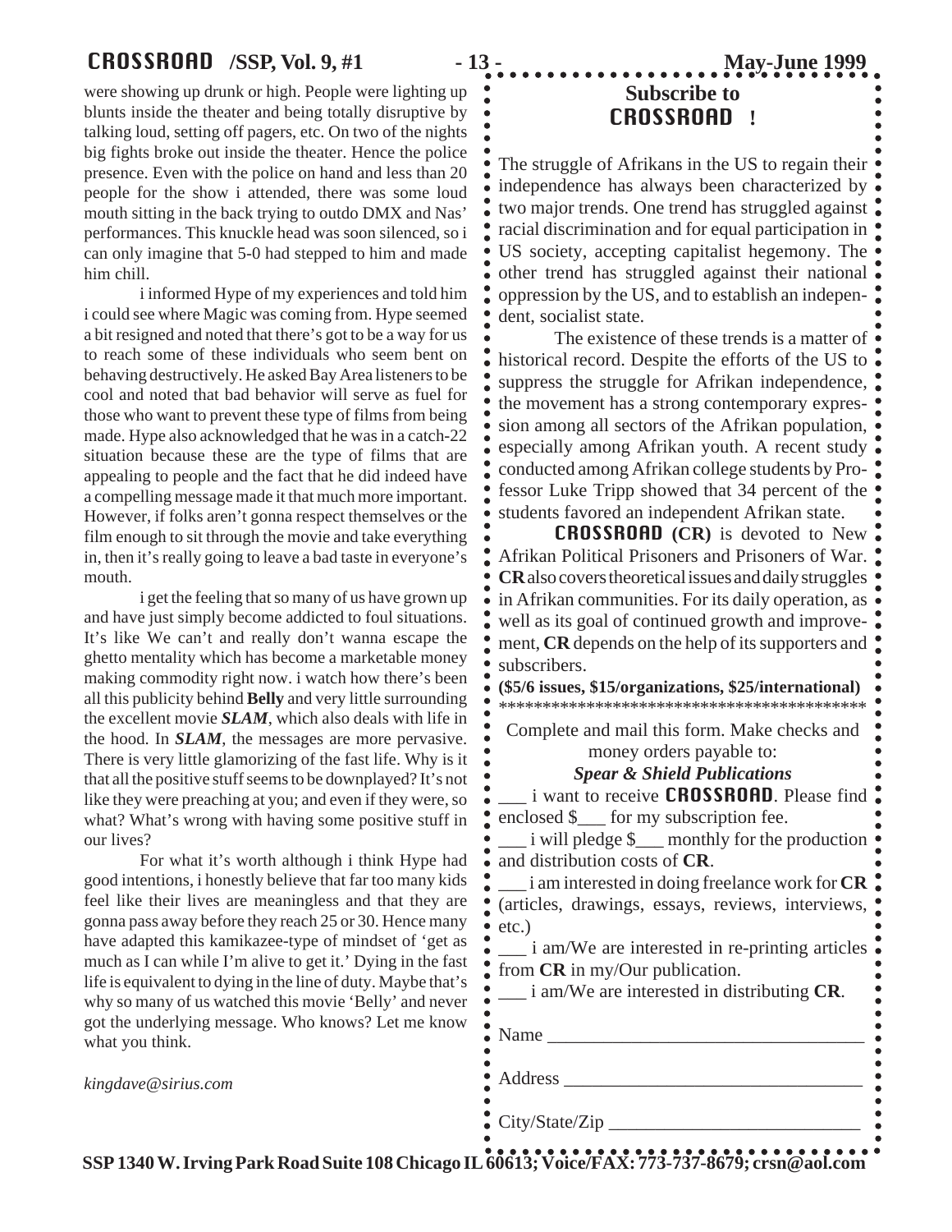were showing up drunk or high. People were lighting up blunts inside the theater and being totally disruptive by talking loud, setting off pagers, etc. On two of the nights big fights broke out inside the theater. Hence the police presence. Even with the police on hand and less than 20 people for the show i attended, there was some loud mouth sitting in the back trying to outdo DMX and Nas' performances. This knuckle head was soon silenced, so i can only imagine that 5-0 had stepped to him and made him chill.

i informed Hype of my experiences and told him i could see where Magic was coming from. Hype seemed a bit resigned and noted that there's got to be a way for us to reach some of these individuals who seem bent on behaving destructively. He asked Bay Area listeners to be cool and noted that bad behavior will serve as fuel for those who want to prevent these type of films from being made. Hype also acknowledged that he was in a catch-22 situation because these are the type of films that are appealing to people and the fact that he did indeed have a compelling message made it that much more important. However, if folks aren't gonna respect themselves or the film enough to sit through the movie and take everything in, then it's really going to leave a bad taste in everyone's mouth.

i get the feeling that so many of us have grown up and have just simply become addicted to foul situations. It's like We can't and really don't wanna escape the ghetto mentality which has become a marketable money making commodity right now. i watch how there's been all this publicity behind **Belly** and very little surrounding the excellent movie ***SLAM***, which also deals with life in the hood. In ***SLAM***, the messages are more pervasive. There is very little glamorizing of the fast life. Why is it that all the positive stuff seems to be downplayed? It's not like they were preaching at you; and even if they were, so what? What's wrong with having some positive stuff in our lives?

For what it's worth although i think Hype had good intentions, i honestly believe that far too many kids feel like their lives are meaningless and that they are gonna pass away before they reach 25 or 30. Hence many have adapted this kamikazee-type of mindset of 'get as much as I can while I'm alive to get it.' Dying in the fast life is equivalent to dying in the line of duty. Maybe that's why so many of us watched this movie 'Belly' and never got the underlying message. Who knows? Let me know what you think.

*kingdave@sirius.com*

## Subscribe to CROSSROAD !

The struggle of Afrikans in the US to regain their independence has always been characterized by two major trends. One trend has struggled against racial discrimination and for equal participation in US society, accepting capitalist hegemony. The other trend has struggled against their national oppression by the US, and to establish an independent, socialist state.

The existence of these trends is a matter of historical record. Despite the efforts of the US to suppress the struggle for Afrikan independence, the movement has a strong contemporary expression among all sectors of the Afrikan population, especially among Afrikan youth. A recent study conducted among Afrikan college students by Professor Luke Tripp showed that 34 percent of the students favored an independent Afrikan state.

**CROSSROAD (CR)** is devoted to New Afrikan Political Prisoners and Prisoners of War. **CR** also covers theoretical issues and daily struggles in Afrikan communities. For its daily operation, as well as its goal of continued growth and improvement, **CR** depends on the help of its supporters and subscribers.

**($5/6 issues, $15/organizations, $25/international)**

*******************************************

Complete and mail this form. Make checks and money orders payable to:

***Spear & Shield Publications***

___ i want to receive **CROSSROAD**. Please find enclosed $___ for my subscription fee.

___ i will pledge $___ monthly for the production and distribution costs of **CR**.

___ i am interested in doing freelance work for **CR** (articles, drawings, essays, reviews, interviews, etc.)

___ i am/We are interested in re-printing articles from **CR** in my/Our publication.

___ i am/We are interested in distributing **CR**.

Name ________________________________

Address ______________________________

City/State/Zip __________________________

**SSP 1340 W. Irving Park Road Suite 108 Chicago IL 60613; Voice/FAX: 773-737-8679; crsn@aol.com**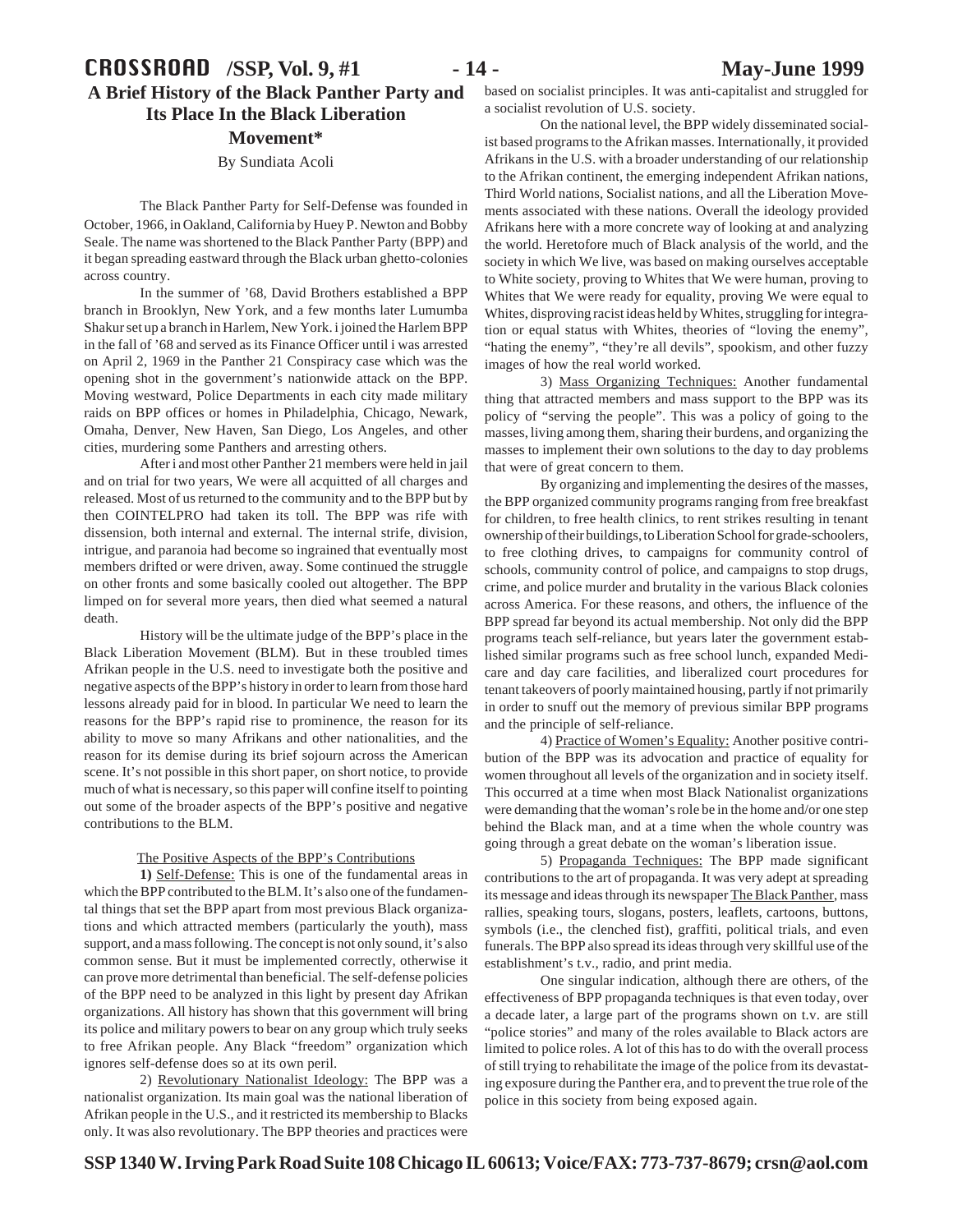## A Brief History of the Black Panther Party and Its Place In the Black Liberation Movement*

By Sundiata Acoli

The Black Panther Party for Self-Defense was founded in October, 1966, in Oakland, California by Huey P. Newton and Bobby Seale. The name was shortened to the Black Panther Party (BPP) and it began spreading eastward through the Black urban ghetto-colonies across country.

In the summer of '68, David Brothers established a BPP branch in Brooklyn, New York, and a few months later Lumumba Shakur set up a branch in Harlem, New York. i joined the Harlem BPP in the fall of '68 and served as its Finance Officer until i was arrested on April 2, 1969 in the Panther 21 Conspiracy case which was the opening shot in the government's nationwide attack on the BPP. Moving westward, Police Departments in each city made military raids on BPP offices or homes in Philadelphia, Chicago, Newark, Omaha, Denver, New Haven, San Diego, Los Angeles, and other cities, murdering some Panthers and arresting others.

After i and most other Panther 21 members were held in jail and on trial for two years, We were all acquitted of all charges and released. Most of us returned to the community and to the BPP but by then COINTELPRO had taken its toll. The BPP was rife with dissension, both internal and external. The internal strife, division, intrigue, and paranoia had become so ingrained that eventually most members drifted or were driven, away. Some continued the struggle on other fronts and some basically cooled out altogether. The BPP limped on for several more years, then died what seemed a natural death.

History will be the ultimate judge of the BPP's place in the Black Liberation Movement (BLM). But in these troubled times Afrikan people in the U.S. need to investigate both the positive and negative aspects of the BPP's history in order to learn from those hard lessons already paid for in blood. In particular We need to learn the reasons for the BPP's rapid rise to prominence, the reason for its ability to move so many Afrikans and other nationalities, and the reason for its demise during its brief sojourn across the American scene. It's not possible in this short paper, on short notice, to provide much of what is necessary, so this paper will confine itself to pointing out some of the broader aspects of the BPP's positive and negative contributions to the BLM.

### The Positive Aspects of the BPP's Contributions

**1)** Self-Defense: This is one of the fundamental areas in which the BPP contributed to the BLM. It's also one of the fundamental things that set the BPP apart from most previous Black organizations and which attracted members (particularly the youth), mass support, and a mass following. The concept is not only sound, it's also common sense. But it must be implemented correctly, otherwise it can prove more detrimental than beneficial. The self-defense policies of the BPP need to be analyzed in this light by present day Afrikan organizations. All history has shown that this government will bring its police and military powers to bear on any group which truly seeks to free Afrikan people. Any Black "freedom" organization which ignores self-defense does so at its own peril.

2) Revolutionary Nationalist Ideology: The BPP was a nationalist organization. Its main goal was the national liberation of Afrikan people in the U.S., and it restricted its membership to Blacks only. It was also revolutionary. The BPP theories and practices were based on socialist principles. It was anti-capitalist and struggled for a socialist revolution of U.S. society.

On the national level, the BPP widely disseminated socialist based programs to the Afrikan masses. Internationally, it provided Afrikans in the U.S. with a broader understanding of our relationship to the Afrikan continent, the emerging independent Afrikan nations, Third World nations, Socialist nations, and all the Liberation Movements associated with these nations. Overall the ideology provided Afrikans here with a more concrete way of looking at and analyzing the world. Heretofore much of Black analysis of the world, and the society in which We live, was based on making ourselves acceptable to White society, proving to Whites that We were human, proving to Whites that We were ready for equality, proving We were equal to Whites, disproving racist ideas held by Whites, struggling for integration or equal status with Whites, theories of "loving the enemy", "hating the enemy", "they're all devils", spookism, and other fuzzy images of how the real world worked.

3) Mass Organizing Techniques: Another fundamental thing that attracted members and mass support to the BPP was its policy of "serving the people". This was a policy of going to the masses, living among them, sharing their burdens, and organizing the masses to implement their own solutions to the day to day problems that were of great concern to them.

By organizing and implementing the desires of the masses, the BPP organized community programs ranging from free breakfast for children, to free health clinics, to rent strikes resulting in tenant ownership of their buildings, to Liberation School for grade-schoolers, to free clothing drives, to campaigns for community control of schools, community control of police, and campaigns to stop drugs, crime, and police murder and brutality in the various Black colonies across America. For these reasons, and others, the influence of the BPP spread far beyond its actual membership. Not only did the BPP programs teach self-reliance, but years later the government established similar programs such as free school lunch, expanded Medicare and day care facilities, and liberalized court procedures for tenant takeovers of poorly maintained housing, partly if not primarily in order to snuff out the memory of previous similar BPP programs and the principle of self-reliance.

4) Practice of Women's Equality: Another positive contribution of the BPP was its advocation and practice of equality for women throughout all levels of the organization and in society itself. This occurred at a time when most Black Nationalist organizations were demanding that the woman's role be in the home and/or one step behind the Black man, and at a time when the whole country was going through a great debate on the woman's liberation issue.

5) Propaganda Techniques: The BPP made significant contributions to the art of propaganda. It was very adept at spreading its message and ideas through its newspaper The Black Panther, mass rallies, speaking tours, slogans, posters, leaflets, cartoons, buttons, symbols (i.e., the clenched fist), graffiti, political trials, and even funerals. The BPP also spread its ideas through very skillful use of the establishment's t.v., radio, and print media.

One singular indication, although there are others, of the effectiveness of BPP propaganda techniques is that even today, over a decade later, a large part of the programs shown on t.v. are still "police stories" and many of the roles available to Black actors are limited to police roles. A lot of this has to do with the overall process of still trying to rehabilitate the image of the police from its devastating exposure during the Panther era, and to prevent the true role of the police in this society from being exposed again.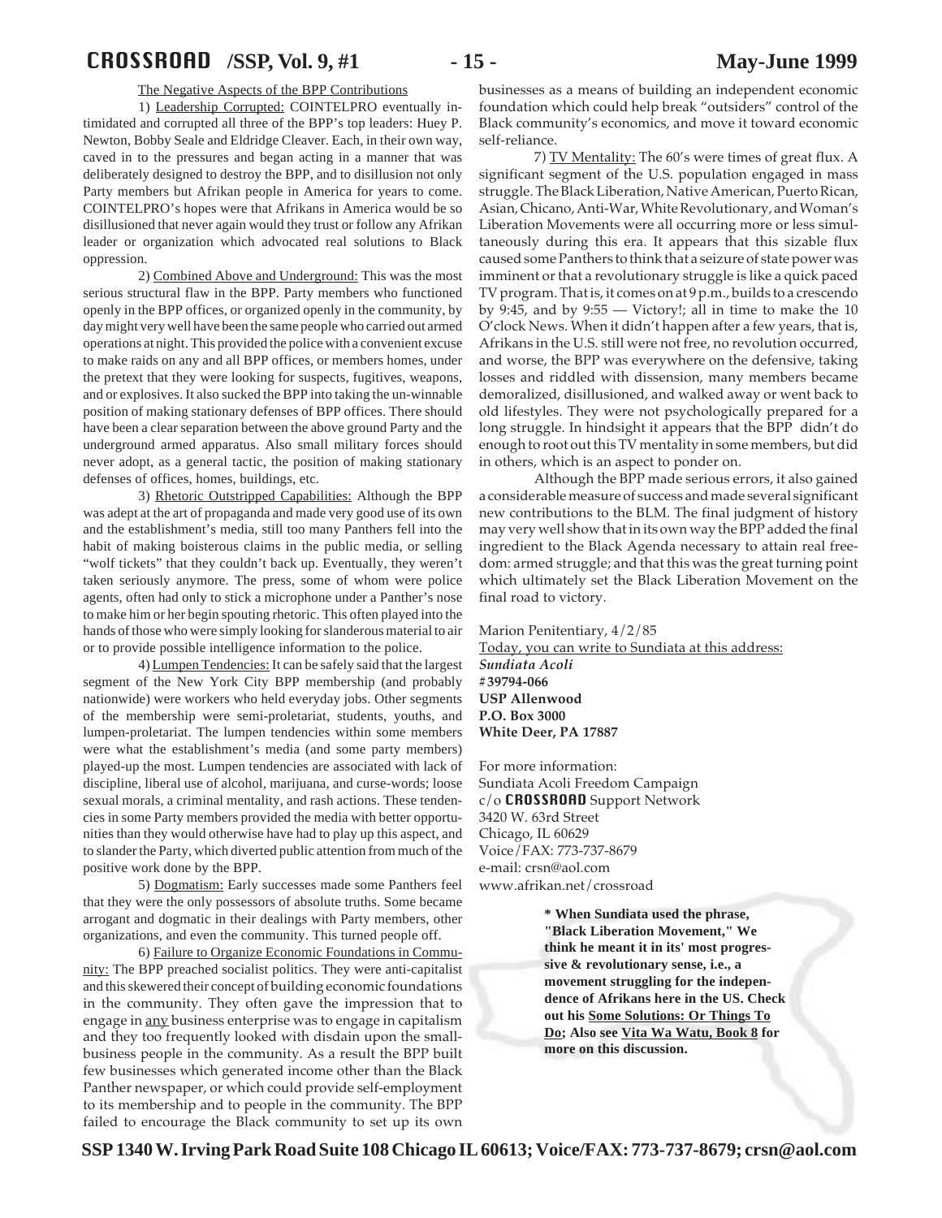## The Negative Aspects of the BPP Contributions

1) Leadership Corrupted: COINTELPRO eventually intimidated and corrupted all three of the BPP's top leaders: Huey P. Newton, Bobby Seale and Eldridge Cleaver. Each, in their own way, caved in to the pressures and began acting in a manner that was deliberately designed to destroy the BPP, and to disillusion not only Party members but Afrikan people in America for years to come. COINTELPRO's hopes were that Afrikans in America would be so disillusioned that never again would they trust or follow any Afrikan leader or organization which advocated real solutions to Black oppression.

2) Combined Above and Underground: This was the most serious structural flaw in the BPP. Party members who functioned openly in the BPP offices, or organized openly in the community, by day might very well have been the same people who carried out armed operations at night. This provided the police with a convenient excuse to make raids on any and all BPP offices, or members homes, under the pretext that they were looking for suspects, fugitives, weapons, and or explosives. It also sucked the BPP into taking the un-winnable position of making stationary defenses of BPP offices. There should have been a clear separation between the above ground Party and the underground armed apparatus. Also small military forces should never adopt, as a general tactic, the position of making stationary defenses of offices, homes, buildings, etc.

3) Rhetoric Outstripped Capabilities: Although the BPP was adept at the art of propaganda and made very good use of its own and the establishment's media, still too many Panthers fell into the habit of making boisterous claims in the public media, or selling "wolf tickets" that they couldn't back up. Eventually, they weren't taken seriously anymore. The press, some of whom were police agents, often had only to stick a microphone under a Panther's nose to make him or her begin spouting rhetoric. This often played into the hands of those who were simply looking for slanderous material to air or to provide possible intelligence information to the police.

4) Lumpen Tendencies: It can be safely said that the largest segment of the New York City BPP membership (and probably nationwide) were workers who held everyday jobs. Other segments of the membership were semi-proletariat, students, youths, and lumpen-proletariat. The lumpen tendencies within some members were what the establishment's media (and some party members) played-up the most. Lumpen tendencies are associated with lack of discipline, liberal use of alcohol, marijuana, and curse-words; loose sexual morals, a criminal mentality, and rash actions. These tendencies in some Party members provided the media with better opportunities than they would otherwise have had to play up this aspect, and to slander the Party, which diverted public attention from much of the positive work done by the BPP.

5) Dogmatism: Early successes made some Panthers feel that they were the only possessors of absolute truths. Some became arrogant and dogmatic in their dealings with Party members, other organizations, and even the community. This turned people off.

6) Failure to Organize Economic Foundations in Community: The BPP preached socialist politics. They were anti-capitalist and this skewered their concept of building economic foundations in the community. They often gave the impression that to engage in any business enterprise was to engage in capitalism and they too frequently looked with disdain upon the small-business people in the community. As a result the BPP built few businesses which generated income other than the Black Panther newspaper, or which could provide self-employment to its membership and to people in the community. The BPP failed to encourage the Black community to set up its own businesses as a means of building an independent economic foundation which could help break "outsiders" control of the Black community's economics, and move it toward economic self-reliance.

7) TV Mentality: The 60's were times of great flux. A significant segment of the U.S. population engaged in mass struggle. The Black Liberation, Native American, Puerto Rican, Asian, Chicano, Anti-War, White Revolutionary, and Woman's Liberation Movements were all occurring more or less simultaneously during this era. It appears that this sizable flux caused some Panthers to think that a seizure of state power was imminent or that a revolutionary struggle is like a quick paced TV program. That is, it comes on at 9 p.m., builds to a crescendo by 9:45, and by 9:55 — Victory!; all in time to make the 10 O'clock News. When it didn't happen after a few years, that is, Afrikans in the U.S. still were not free, no revolution occurred, and worse, the BPP was everywhere on the defensive, taking losses and riddled with dissension, many members became demoralized, disillusioned, and walked away or went back to old lifestyles. They were not psychologically prepared for a long struggle. In hindsight it appears that the BPP didn't do enough to root out this TV mentality in some members, but did in others, which is an aspect to ponder on.

Although the BPP made serious errors, it also gained a considerable measure of success and made several significant new contributions to the BLM. The final judgment of history may very well show that in its own way the BPP added the final ingredient to the Black Agenda necessary to attain real freedom: armed struggle; and that this was the great turning point which ultimately set the Black Liberation Movement on the final road to victory.

Marion Penitentiary, 4/2/85

Today, you can write to Sundiata at this address:

***Sundiata Acoli***
**#39794-066**
**USP Allenwood**
**P.O. Box 3000**
**White Deer, PA 17887**

For more information:
Sundiata Acoli Freedom Campaign
c/o CROSSROAD Support Network
3420 W. 63rd Street
Chicago, IL 60629
Voice/FAX: 773-737-8679
e-mail: crsn@aol.com
www.afrikan.net/crossroad

**\* When Sundiata used the phrase, "Black Liberation Movement," We think he meant it in its' most progressive & revolutionary sense, i.e., a movement struggling for the independence of Afrikans here in the US. Check out his Some Solutions: Or Things To Do; Also see Vita Wa Watu, Book 8 for more on this discussion.**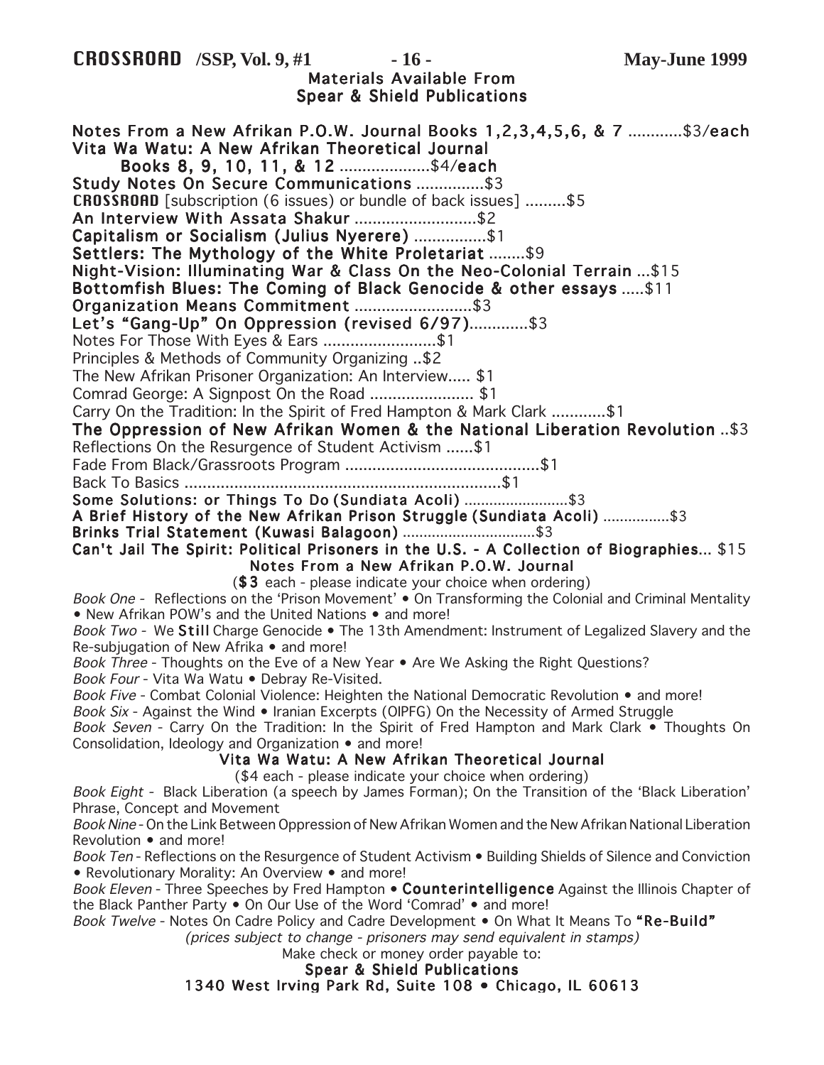## Materials Available From
## Spear & Shield Publications

**Notes From a New Afrikan P.O.W. Journal Books 1,2,3,4,5,6, & 7** ............$3/**each**
**Vita Wa Watu: A New Afrikan Theoretical Journal**
**Books 8, 9, 10, 11, & 12** ....................$4/**each**
**Study Notes On Secure Communications** ...............$3
**CROSSROAD** [subscription (6 issues) or bundle of back issues] .........$5
**An Interview With Assata Shakur** ...........................$2
**Capitalism or Socialism (Julius Nyerere)** ................$1
**Settlers: The Mythology of the White Proletariat** ........$9
**Night-Vision: Illuminating War & Class On the Neo-Colonial Terrain** ...$15
**Bottomfish Blues: The Coming of Black Genocide & other essays** .....$11
**Organization Means Commitment** ..........................$3
**Let's "Gang-Up" On Oppression (revised 6/97)**.............$3
Notes For Those With Eyes & Ears .........................$1
Principles & Methods of Community Organizing ..$2
The New Afrikan Prisoner Organization: An Interview..... $1
Comrad George: A Signpost On the Road ....................... $1
Carry On the Tradition: In the Spirit of Fred Hampton & Mark Clark ............$1
**The Oppression of New Afrikan Women & the National Liberation Revolution** ..$3
Reflections On the Resurgence of Student Activism ......$1
Fade From Black/Grassroots Program ...........................................$1
Back To Basics ......................................................................$1
**Some Solutions: or Things To Do (Sundiata Acoli)** .........................$3
**A Brief History of the New Afrikan Prison Struggle (Sundiata Acoli)** ................$3
**Brinks Trial Statement (Kuwasi Balagoon)** ................................$3
**Can't Jail The Spirit: Political Prisoners in the U.S. - A Collection of Biographies**... $15

### Notes From a New Afrikan P.O.W. Journal

(**$3** each - please indicate your choice when ordering)

*Book One* - Reflections on the 'Prison Movement' • On Transforming the Colonial and Criminal Mentality • New Afrikan POW's and the United Nations • and more!
*Book Two* - We **Still** Charge Genocide • The 13th Amendment: Instrument of Legalized Slavery and the Re-subjugation of New Afrika • and more!
*Book Three* - Thoughts on the Eve of a New Year • Are We Asking the Right Questions?
*Book Four* - Vita Wa Watu • Debray Re-Visited.
*Book Five* - Combat Colonial Violence: Heighten the National Democratic Revolution • and more!
*Book Six* - Against the Wind • Iranian Excerpts (OIPFG) On the Necessity of Armed Struggle
*Book Seven* - Carry On the Tradition: In the Spirit of Fred Hampton and Mark Clark • Thoughts On Consolidation, Ideology and Organization • and more!

### Vita Wa Watu: A New Afrikan Theoretical Journal

($4 each - please indicate your choice when ordering)

*Book Eight* - Black Liberation (a speech by James Forman); On the Transition of the 'Black Liberation' Phrase, Concept and Movement
*Book Nine* - On the Link Between Oppression of New Afrikan Women and the New Afrikan National Liberation Revolution • and more!
*Book Ten* - Reflections on the Resurgence of Student Activism • Building Shields of Silence and Conviction • Revolutionary Morality: An Overview • and more!
*Book Eleven* - Three Speeches by Fred Hampton • **Counterintelligence** Against the Illinois Chapter of the Black Panther Party • On Our Use of the Word 'Comrad' • and more!
*Book Twelve* - Notes On Cadre Policy and Cadre Development • On What It Means To **"Re-Build"**

*(prices subject to change - prisoners may send equivalent in stamps)*

Make check or money order payable to:

**Spear & Shield Publications**

**1340 West Irving Park Rd, Suite 108 • Chicago, IL 60613**